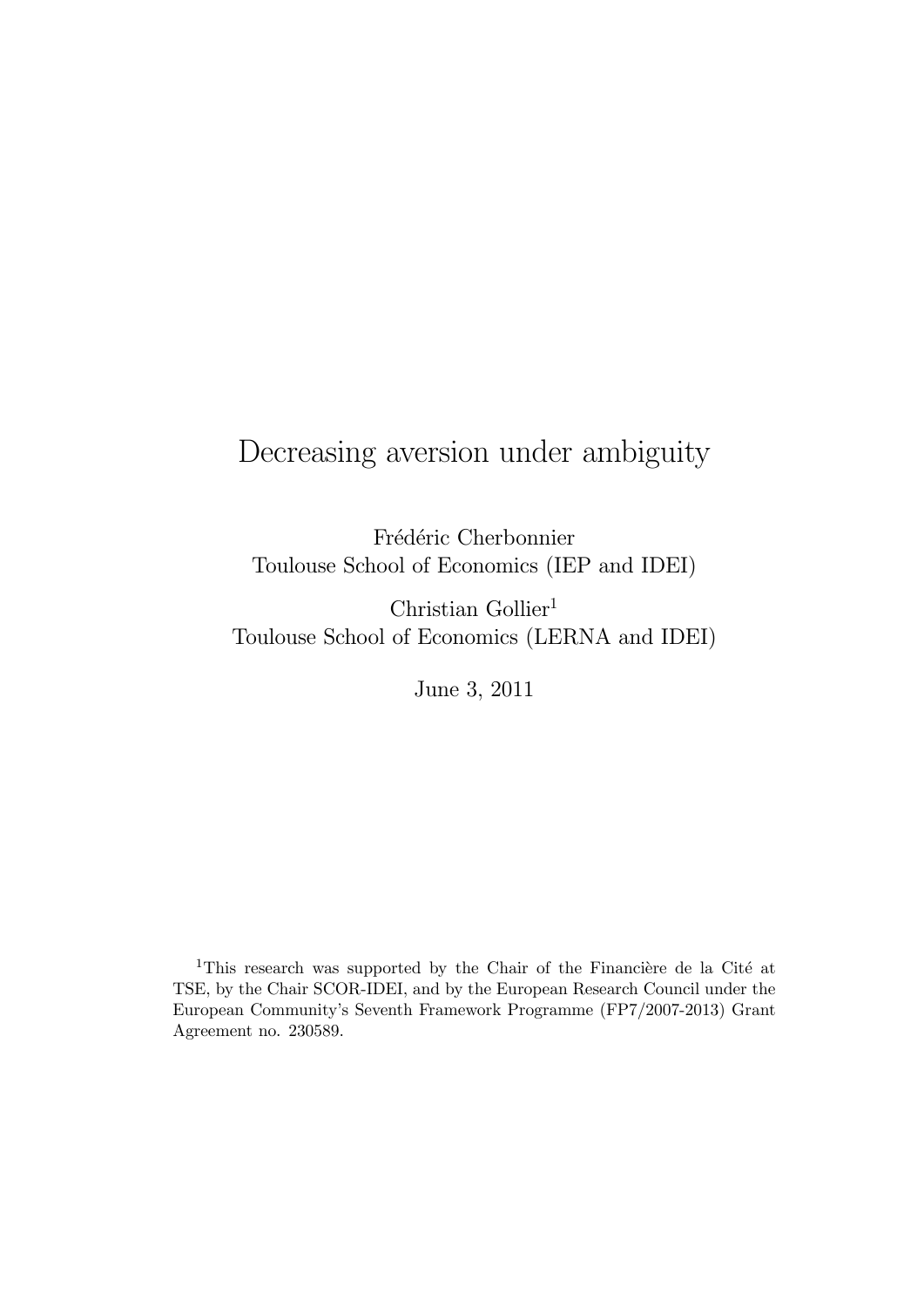# Decreasing aversion under ambiguity

Frédéric Cherbonnier
Toulouse School of Economics (IEP and IDEI)

Christian Gollier[1]
Toulouse School of Economics (LERNA and IDEI)

June 3, 2011

[1] This research was supported by the Chair of the Financière de la Cité at TSE, by the Chair SCOR-IDEI, and by the European Research Council under the European Community's Seventh Framework Programme (FP7/2007-2013) Grant Agreement no. 230589.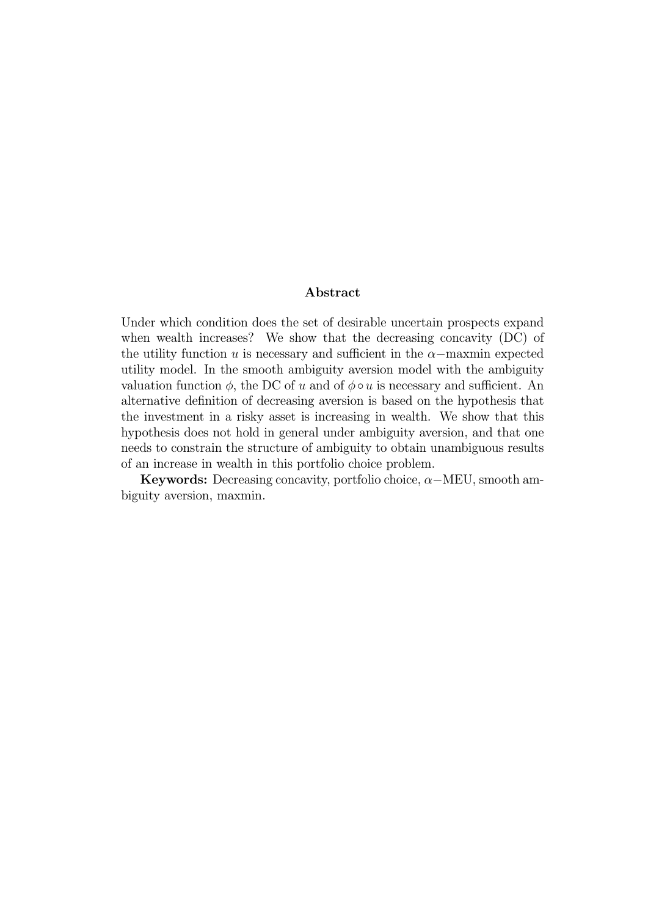## Abstract

Under which condition does the set of desirable uncertain prospects expand when wealth increases? We show that the decreasing concavity (DC) of the utility function $u$ is necessary and sufficient in the $\alpha-$maxmin expected utility model. In the smooth ambiguity aversion model with the ambiguity valuation function $\phi$, the DC of $u$ and of $\phi \circ u$ is necessary and sufficient. An alternative definition of decreasing aversion is based on the hypothesis that the investment in a risky asset is increasing in wealth. We show that this hypothesis does not hold in general under ambiguity aversion, and that one needs to constrain the structure of ambiguity to obtain unambiguous results of an increase in wealth in this portfolio choice problem.

**Keywords:** Decreasing concavity, portfolio choice, $\alpha-$MEU, smooth ambiguity aversion, maxmin.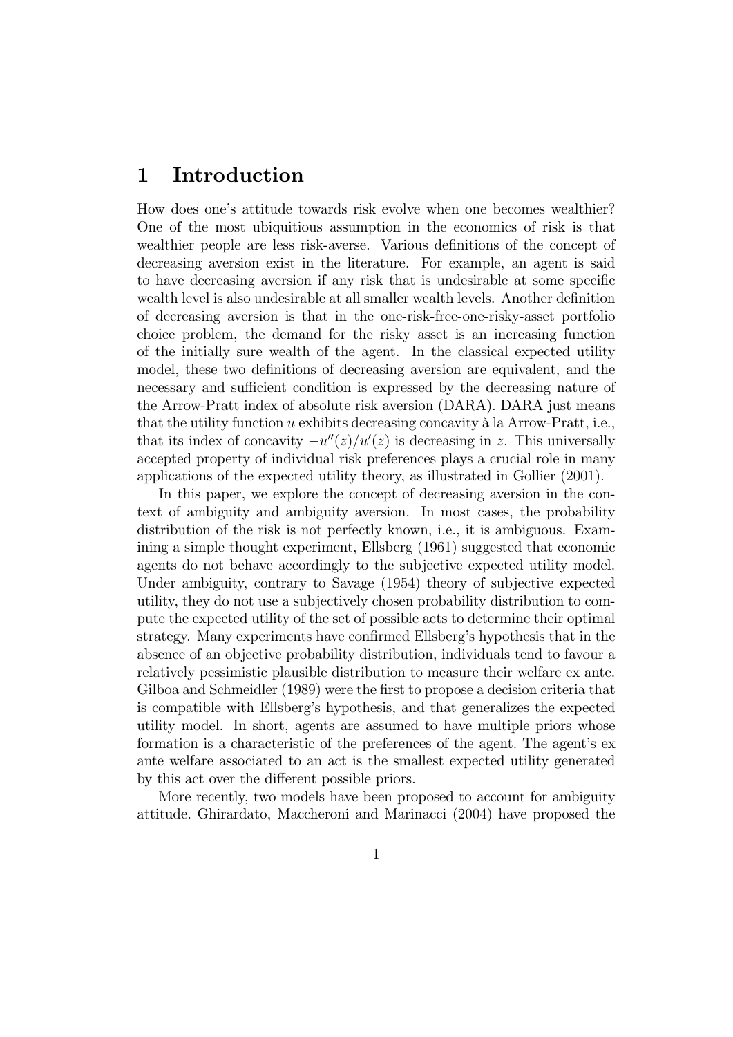# 1 Introduction

How does one's attitude towards risk evolve when one becomes wealthier? One of the most ubiquitious assumption in the economics of risk is that wealthier people are less risk-averse. Various definitions of the concept of decreasing aversion exist in the literature. For example, an agent is said to have decreasing aversion if any risk that is undesirable at some specific wealth level is also undesirable at all smaller wealth levels. Another definition of decreasing aversion is that in the one-risk-free-one-risky-asset portfolio choice problem, the demand for the risky asset is an increasing function of the initially sure wealth of the agent. In the classical expected utility model, these two definitions of decreasing aversion are equivalent, and the necessary and sufficient condition is expressed by the decreasing nature of the Arrow-Pratt index of absolute risk aversion (DARA). DARA just means that the utility function $u$ exhibits decreasing concavity à la Arrow-Pratt, i.e., that its index of concavity $-u''(z)/u'(z)$ is decreasing in $z$. This universally accepted property of individual risk preferences plays a crucial role in many applications of the expected utility theory, as illustrated in Gollier (2001).

In this paper, we explore the concept of decreasing aversion in the context of ambiguity and ambiguity aversion. In most cases, the probability distribution of the risk is not perfectly known, i.e., it is ambiguous. Examining a simple thought experiment, Ellsberg (1961) suggested that economic agents do not behave accordingly to the subjective expected utility model. Under ambiguity, contrary to Savage (1954) theory of subjective expected utility, they do not use a subjectively chosen probability distribution to compute the expected utility of the set of possible acts to determine their optimal strategy. Many experiments have confirmed Ellsberg's hypothesis that in the absence of an objective probability distribution, individuals tend to favour a relatively pessimistic plausible distribution to measure their welfare ex ante. Gilboa and Schmeidler (1989) were the first to propose a decision criteria that is compatible with Ellsberg's hypothesis, and that generalizes the expected utility model. In short, agents are assumed to have multiple priors whose formation is a characteristic of the preferences of the agent. The agent's ex ante welfare associated to an act is the smallest expected utility generated by this act over the different possible priors.

More recently, two models have been proposed to account for ambiguity attitude. Ghirardato, Maccheroni and Marinacci (2004) have proposed the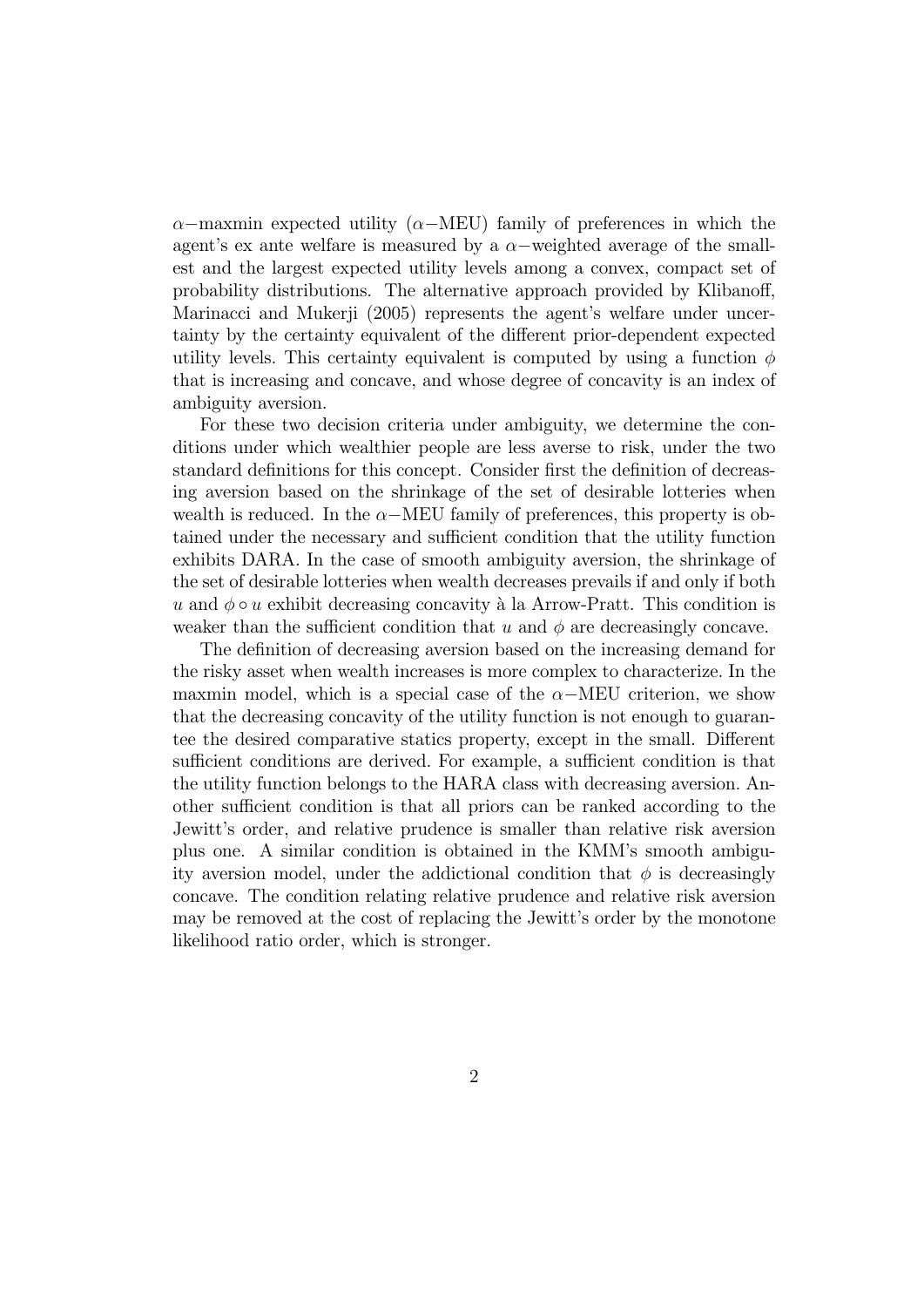$\alpha-$maxmin expected utility ($\alpha-$MEU) family of preferences in which the agent's ex ante welfare is measured by a $\alpha-$weighted average of the smallest and the largest expected utility levels among a convex, compact set of probability distributions. The alternative approach provided by Klibanoff, Marinacci and Mukerji (2005) represents the agent's welfare under uncertainty by the certainty equivalent of the different prior-dependent expected utility levels. This certainty equivalent is computed by using a function $\phi$ that is increasing and concave, and whose degree of concavity is an index of ambiguity aversion.

For these two decision criteria under ambiguity, we determine the conditions under which wealthier people are less averse to risk, under the two standard definitions for this concept. Consider first the definition of decreasing aversion based on the shrinkage of the set of desirable lotteries when wealth is reduced. In the $\alpha-$MEU family of preferences, this property is obtained under the necessary and sufficient condition that the utility function exhibits DARA. In the case of smooth ambiguity aversion, the shrinkage of the set of desirable lotteries when wealth decreases prevails if and only if both $u$ and $\phi \circ u$ exhibit decreasing concavity à la Arrow-Pratt. This condition is weaker than the sufficient condition that $u$ and $\phi$ are decreasingly concave.

The definition of decreasing aversion based on the increasing demand for the risky asset when wealth increases is more complex to characterize. In the maxmin model, which is a special case of the $\alpha-$MEU criterion, we show that the decreasing concavity of the utility function is not enough to guarantee the desired comparative statics property, except in the small. Different sufficient conditions are derived. For example, a sufficient condition is that the utility function belongs to the HARA class with decreasing aversion. Another sufficient condition is that all priors can be ranked according to the Jewitt's order, and relative prudence is smaller than relative risk aversion plus one. A similar condition is obtained in the KMM's smooth ambiguity aversion model, under the addictional condition that $\phi$ is decreasingly concave. The condition relating relative prudence and relative risk aversion may be removed at the cost of replacing the Jewitt's order by the monotone likelihood ratio order, which is stronger.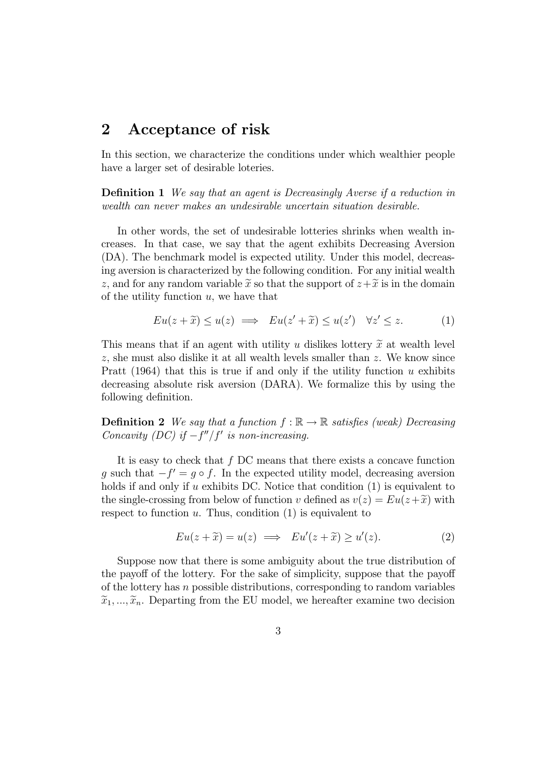## 2 Acceptance of risk

In this section, we characterize the conditions under which wealthier people have a larger set of desirable loteries.

**Definition 1** *We say that an agent is Decreasingly Averse if a reduction in wealth can never makes an undesirable uncertain situation desirable.*

In other words, the set of undesirable lotteries shrinks when wealth increases. In that case, we say that the agent exhibits Decreasing Aversion (DA). The benchmark model is expected utility. Under this model, decreasing aversion is characterized by the following condition. For any initial wealth $z$, and for any random variable $\widetilde{x}$ so that the support of $z+\widetilde{x}$ is in the domain of the utility function $u$, we have that

$$Eu(z+\widetilde{x}) \leq u(z) \implies Eu(z'+\widetilde{x}) \leq u(z') \quad \forall z' \leq z. \tag{1}$$

This means that if an agent with utility $u$ dislikes lottery $\widetilde{x}$ at wealth level $z$, she must also dislike it at all wealth levels smaller than $z$. We know since Pratt (1964) that this is true if and only if the utility function $u$ exhibits decreasing absolute risk aversion (DARA). We formalize this by using the following definition.

**Definition 2** *We say that a function $f: \mathbb{R} \to \mathbb{R}$ satisfies (weak) Decreasing Concavity (DC) if $-f''/f'$ is non-increasing.*

It is easy to check that $f$ DC means that there exists a concave function $g$ such that $-f' = g \circ f$. In the expected utility model, decreasing aversion holds if and only if $u$ exhibits DC. Notice that condition (1) is equivalent to the single-crossing from below of function $v$ defined as $v(z) = Eu(z+\widetilde{x})$ with respect to function $u$. Thus, condition (1) is equivalent to

$$Eu(z+\widetilde{x}) = u(z) \implies Eu'(z+\widetilde{x}) \geq u'(z). \tag{2}$$

Suppose now that there is some ambiguity about the true distribution of the payoff of the lottery. For the sake of simplicity, suppose that the payoff of the lottery has $n$ possible distributions, corresponding to random variables $\widetilde{x}_1, ..., \widetilde{x}_n$. Departing from the EU model, we hereafter examine two decision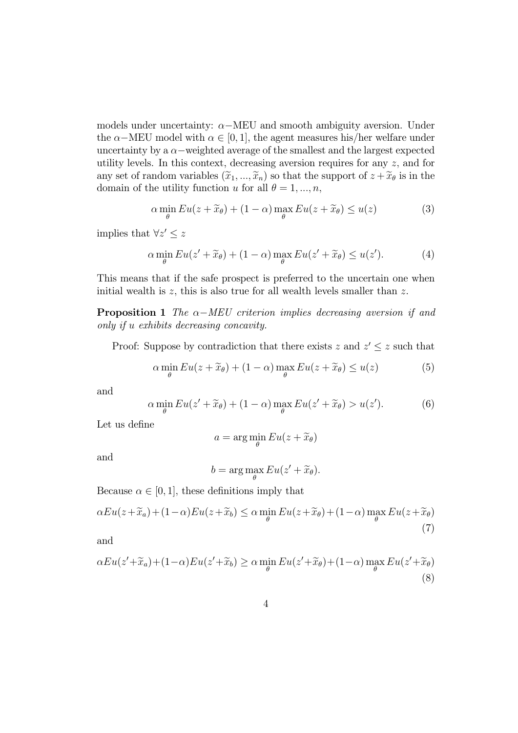models under uncertainty: $\alpha-$MEU and smooth ambiguity aversion. Under the $\alpha-$MEU model with $\alpha \in [0,1]$, the agent measures his/her welfare under uncertainty by a $\alpha-$weighted average of the smallest and the largest expected utility levels. In this context, decreasing aversion requires for any $z$, and for any set of random variables $(\widetilde{x}_1, ..., \widetilde{x}_n)$ so that the support of $z + \widetilde{x}_\theta$ is in the domain of the utility function $u$ for all $\theta = 1, ..., n$,

$$\alpha \min_\theta Eu(z + \widetilde{x}_\theta) + (1 - \alpha) \max_\theta Eu(z + \widetilde{x}_\theta) \leq u(z) \tag{3}$$

implies that $\forall z' \leq z$

$$\alpha \min_\theta Eu(z' + \widetilde{x}_\theta) + (1 - \alpha) \max_\theta Eu(z' + \widetilde{x}_\theta) \leq u(z'). \tag{4}$$

This means that if the safe prospect is preferred to the uncertain one when initial wealth is $z$, this is also true for all wealth levels smaller than $z$.

**Proposition 1** *The $\alpha-$MEU criterion implies decreasing aversion if and only if $u$ exhibits decreasing concavity.*

Proof: Suppose by contradiction that there exists $z$ and $z' \leq z$ such that

$$\alpha \min_\theta Eu(z + \widetilde{x}_\theta) + (1 - \alpha) \max_\theta Eu(z + \widetilde{x}_\theta) \leq u(z) \tag{5}$$

and

$$\alpha \min_\theta Eu(z' + \widetilde{x}_\theta) + (1 - \alpha) \max_\theta Eu(z' + \widetilde{x}_\theta) > u(z'). \tag{6}$$

Let us define

$$a = \arg\min_\theta Eu(z + \widetilde{x}_\theta)$$

and

$$b = \arg\max_\theta Eu(z' + \widetilde{x}_\theta).$$

Because $\alpha \in [0,1]$, these definitions imply that

$$\alpha Eu(z+\widetilde{x}_a)+(1-\alpha)Eu(z+\widetilde{x}_b) \leq \alpha \min_\theta Eu(z+\widetilde{x}_\theta)+(1-\alpha) \max_\theta Eu(z+\widetilde{x}_\theta) \tag{7}$$

and

$$\alpha Eu(z'+\widetilde{x}_a)+(1-\alpha)Eu(z'+\widetilde{x}_b) \geq \alpha \min_\theta Eu(z'+\widetilde{x}_\theta)+(1-\alpha) \max_\theta Eu(z'+\widetilde{x}_\theta) \tag{8}$$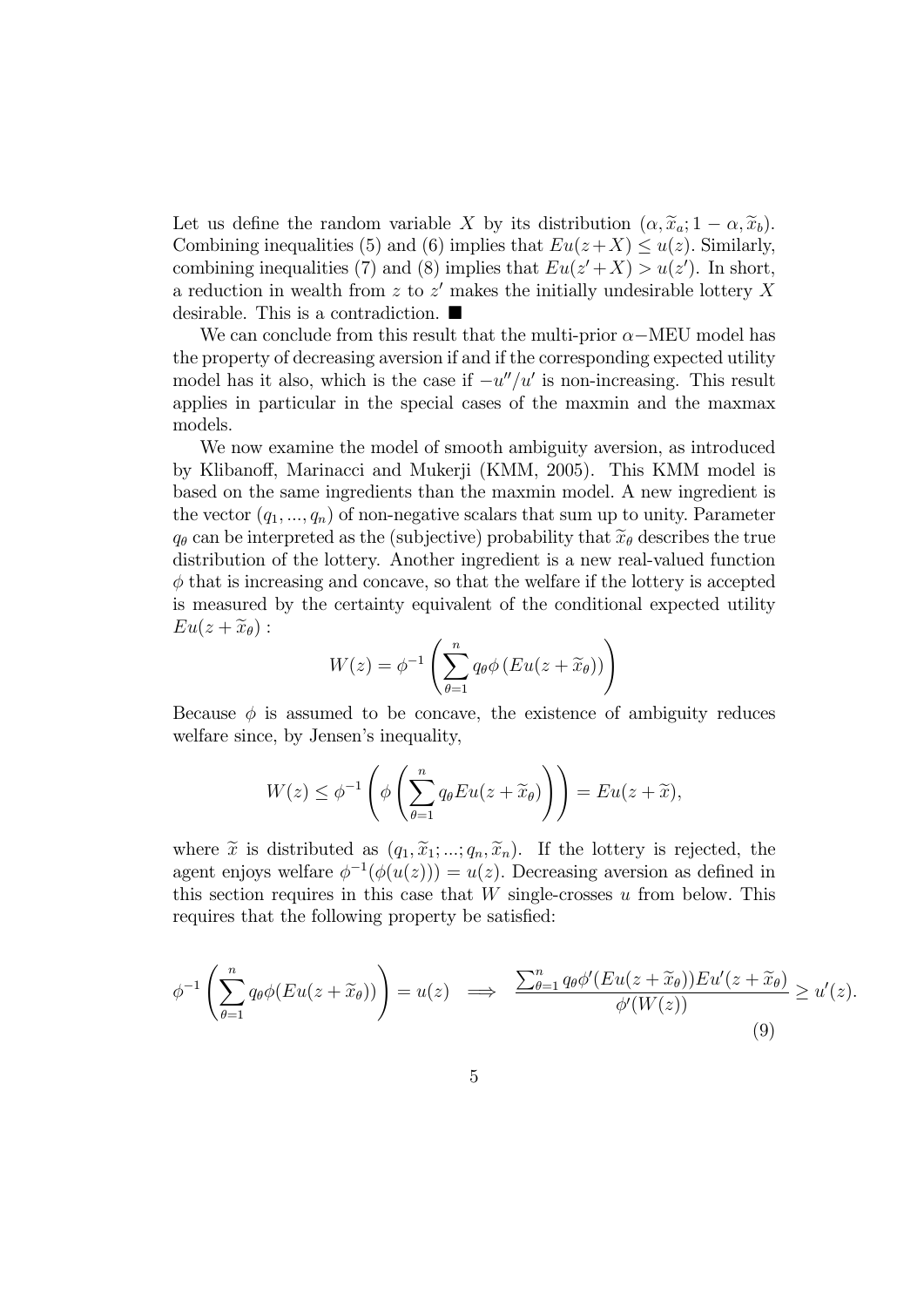Let us define the random variable $X$ by its distribution $(\alpha, \widetilde{x}_a; 1-\alpha, \widetilde{x}_b)$. Combining inequalities (5) and (6) implies that $Eu(z+X) \leq u(z)$. Similarly, combining inequalities (7) and (8) implies that $Eu(z'+X) > u(z')$. In short, a reduction in wealth from $z$ to $z'$ makes the initially undesirable lottery $X$ desirable. This is a contradiction. ■

We can conclude from this result that the multi-prior $\alpha-$MEU model has the property of decreasing aversion if and if the corresponding expected utility model has it also, which is the case if $-u''/u'$ is non-increasing. This result applies in particular in the special cases of the maxmin and the maxmax models.

We now examine the model of smooth ambiguity aversion, as introduced by Klibanoff, Marinacci and Mukerji (KMM, 2005). This KMM model is based on the same ingredients than the maxmin model. A new ingredient is the vector $(q_1, ..., q_n)$ of non-negative scalars that sum up to unity. Parameter $q_\theta$ can be interpreted as the (subjective) probability that $\widetilde{x}_\theta$ describes the true distribution of the lottery. Another ingredient is a new real-valued function $\phi$ that is increasing and concave, so that the welfare if the lottery is accepted is measured by the certainty equivalent of the conditional expected utility $Eu(z+\widetilde{x}_\theta)$ :

$$W(z) = \phi^{-1}\left(\sum_{\theta=1}^{n} q_\theta \phi\left(Eu(z+\widetilde{x}_\theta)\right)\right)$$

Because $\phi$ is assumed to be concave, the existence of ambiguity reduces welfare since, by Jensen's inequality,

$$W(z) \leq \phi^{-1}\left(\phi\left(\sum_{\theta=1}^{n} q_\theta Eu(z+\widetilde{x}_\theta)\right)\right) = Eu(z+\widetilde{x}),$$

where $\widetilde{x}$ is distributed as $(q_1, \widetilde{x}_1; ...; q_n, \widetilde{x}_n)$. If the lottery is rejected, the agent enjoys welfare $\phi^{-1}(\phi(u(z))) = u(z)$. Decreasing aversion as defined in this section requires in this case that $W$ single-crosses $u$ from below. This requires that the following property be satisfied:

$$\phi^{-1}\left(\sum_{\theta=1}^{n} q_\theta \phi(Eu(z+\widetilde{x}_\theta))\right) = u(z) \implies \frac{\sum_{\theta=1}^{n} q_\theta \phi'(Eu(z+\widetilde{x}_\theta))Eu'(z+\widetilde{x}_\theta)}{\phi'(W(z))} \geq u'(z). \tag{9}$$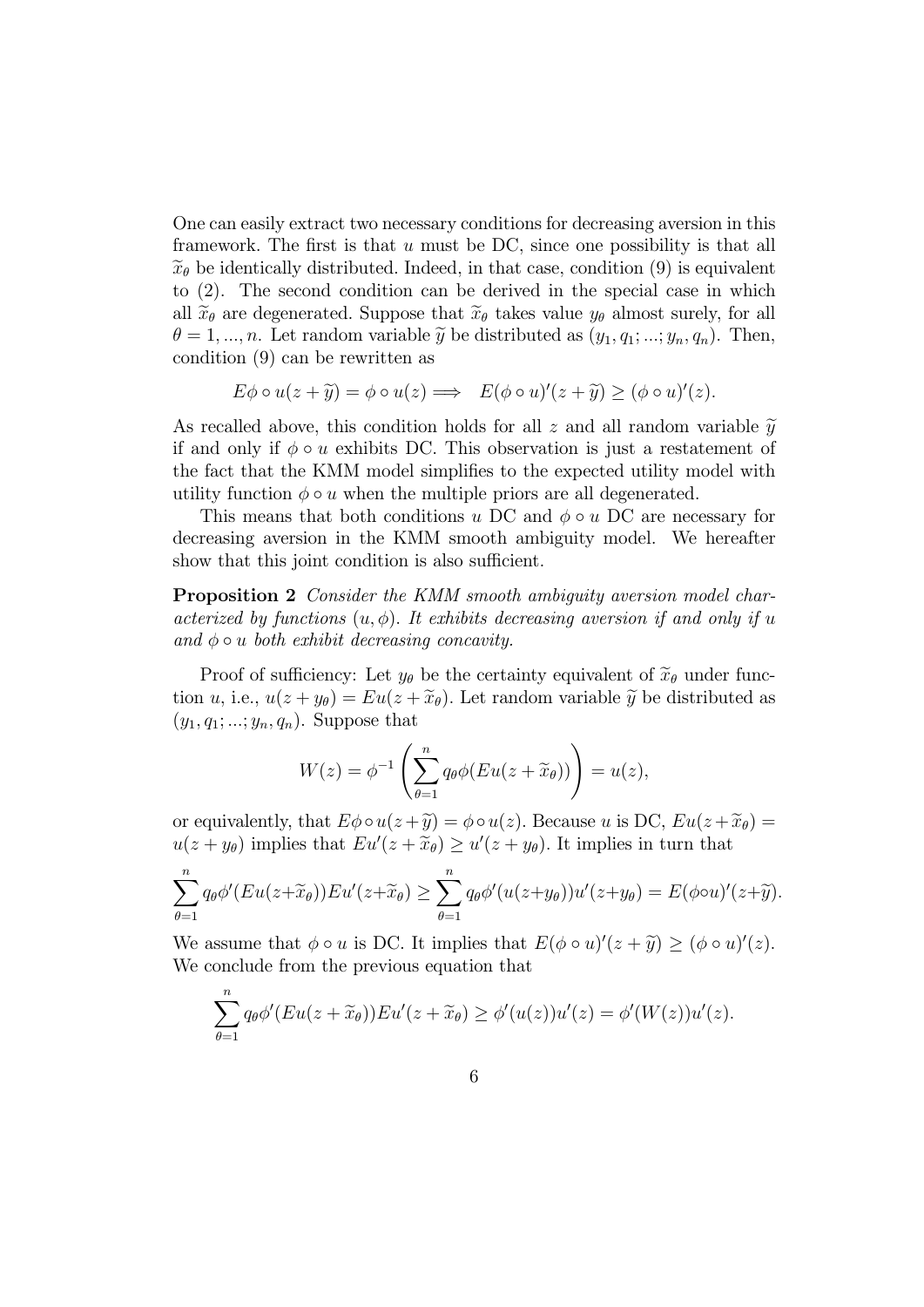One can easily extract two necessary conditions for decreasing aversion in this framework. The first is that $u$ must be DC, since one possibility is that all $\widetilde{x}_\theta$ be identically distributed. Indeed, in that case, condition (9) is equivalent to (2). The second condition can be derived in the special case in which all $\widetilde{x}_\theta$ are degenerated. Suppose that $\widetilde{x}_\theta$ takes value $y_\theta$ almost surely, for all $\theta = 1, ..., n$. Let random variable $\widetilde{y}$ be distributed as $(y_1, q_1; ...; y_n, q_n)$. Then, condition (9) can be rewritten as

$$E\phi \circ u(z + \widetilde{y}) = \phi \circ u(z) \implies E(\phi \circ u)'(z + \widetilde{y}) \geq (\phi \circ u)'(z).$$

As recalled above, this condition holds for all $z$ and all random variable $\widetilde{y}$ if and only if $\phi \circ u$ exhibits DC. This observation is just a restatement of the fact that the KMM model simplifies to the expected utility model with utility function $\phi \circ u$ when the multiple priors are all degenerated.

This means that both conditions $u$ DC and $\phi \circ u$ DC are necessary for decreasing aversion in the KMM smooth ambiguity model. We hereafter show that this joint condition is also sufficient.

**Proposition 2** *Consider the KMM smooth ambiguity aversion model characterized by functions $(u, \phi)$. It exhibits decreasing aversion if and only if $u$ and $\phi \circ u$ both exhibit decreasing concavity.*

Proof of sufficiency: Let $y_\theta$ be the certainty equivalent of $\widetilde{x}_\theta$ under function $u$, i.e., $u(z + y_\theta) = Eu(z + \widetilde{x}_\theta)$. Let random variable $\widetilde{y}$ be distributed as $(y_1, q_1; ...; y_n, q_n)$. Suppose that

$$W(z) = \phi^{-1}\left(\sum_{\theta=1}^{n} q_\theta \phi(Eu(z + \widetilde{x}_\theta))\right) = u(z),$$

or equivalently, that $E\phi \circ u(z + \widetilde{y}) = \phi \circ u(z)$. Because $u$ is DC, $Eu(z + \widetilde{x}_\theta) = u(z + y_\theta)$ implies that $Eu'(z + \widetilde{x}_\theta) \geq u'(z + y_\theta)$. It implies in turn that

$$\sum_{\theta=1}^{n} q_\theta \phi'(Eu(z+\widetilde{x}_\theta))Eu'(z+\widetilde{x}_\theta) \geq \sum_{\theta=1}^{n} q_\theta \phi'(u(z+y_\theta))u'(z+y_\theta) = E(\phi \circ u)'(z+\widetilde{y}).$$

We assume that $\phi \circ u$ is DC. It implies that $E(\phi \circ u)'(z + \widetilde{y}) \geq (\phi \circ u)'(z)$. We conclude from the previous equation that

$$\sum_{\theta=1}^{n} q_\theta \phi'(Eu(z + \widetilde{x}_\theta))Eu'(z + \widetilde{x}_\theta) \geq \phi'(u(z))u'(z) = \phi'(W(z))u'(z).$$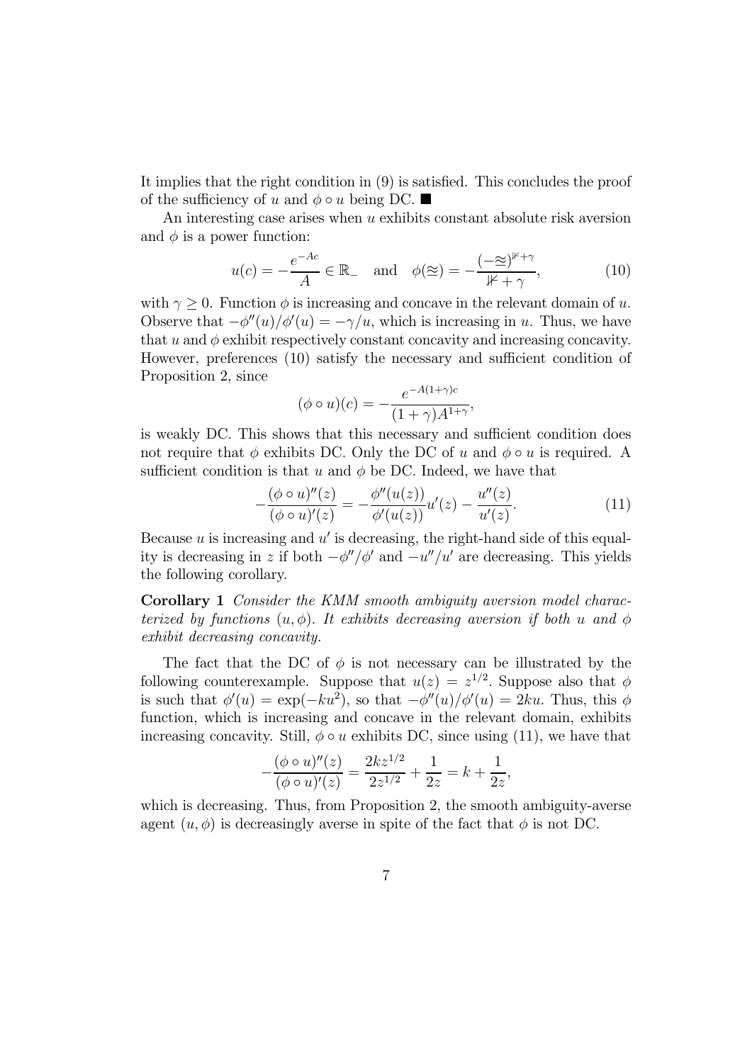It implies that the right condition in (9) is satisfied. This concludes the proof of the sufficiency of $u$ and $\phi \circ u$ being DC. ■

An interesting case arises when $u$ exhibits constant absolute risk aversion and $\phi$ is a power function:

$$u(c) = -\frac{e^{-Ac}}{A} \in \mathbb{R}_- \quad \text{and} \quad \phi(\approxeq) = -\frac{(-\approxeq)^{\nVdash+\gamma}}{\nVdash+\gamma}, \tag{10}$$

with $\gamma \geq 0$. Function $\phi$ is increasing and concave in the relevant domain of $u$. Observe that $-\phi''(u)/\phi'(u) = -\gamma/u$, which is increasing in $u$. Thus, we have that $u$ and $\phi$ exhibit respectively constant concavity and increasing concavity. However, preferences (10) satisfy the necessary and sufficient condition of Proposition 2, since

$$(\phi \circ u)(c) = -\frac{e^{-A(1+\gamma)c}}{(1+\gamma)A^{1+\gamma}},$$

is weakly DC. This shows that this necessary and sufficient condition does not require that $\phi$ exhibits DC. Only the DC of $u$ and $\phi \circ u$ is required. A sufficient condition is that $u$ and $\phi$ be DC. Indeed, we have that

$$-\frac{(\phi \circ u)''(z)}{(\phi \circ u)'(z)} = -\frac{\phi''(u(z))}{\phi'(u(z))}u'(z) - \frac{u''(z)}{u'(z)}. \tag{11}$$

Because $u$ is increasing and $u'$ is decreasing, the right-hand side of this equality is decreasing in $z$ if both $-\phi''/\phi'$ and $-u''/u'$ are decreasing. This yields the following corollary.

**Corollary 1** *Consider the KMM smooth ambiguity aversion model characterized by functions $(u, \phi)$. It exhibits decreasing aversion if both $u$ and $\phi$ exhibit decreasing concavity.*

The fact that the DC of $\phi$ is not necessary can be illustrated by the following counterexample. Suppose that $u(z) = z^{1/2}$. Suppose also that $\phi$ is such that $\phi'(u) = \exp(-ku^2)$, so that $-\phi''(u)/\phi'(u) = 2ku$. Thus, this $\phi$ function, which is increasing and concave in the relevant domain, exhibits increasing concavity. Still, $\phi \circ u$ exhibits DC, since using (11), we have that

$$-\frac{(\phi \circ u)''(z)}{(\phi \circ u)'(z)} = \frac{2kz^{1/2}}{2z^{1/2}} + \frac{1}{2z} = k + \frac{1}{2z},$$

which is decreasing. Thus, from Proposition 2, the smooth ambiguity-averse agent $(u, \phi)$ is decreasingly averse in spite of the fact that $\phi$ is not DC.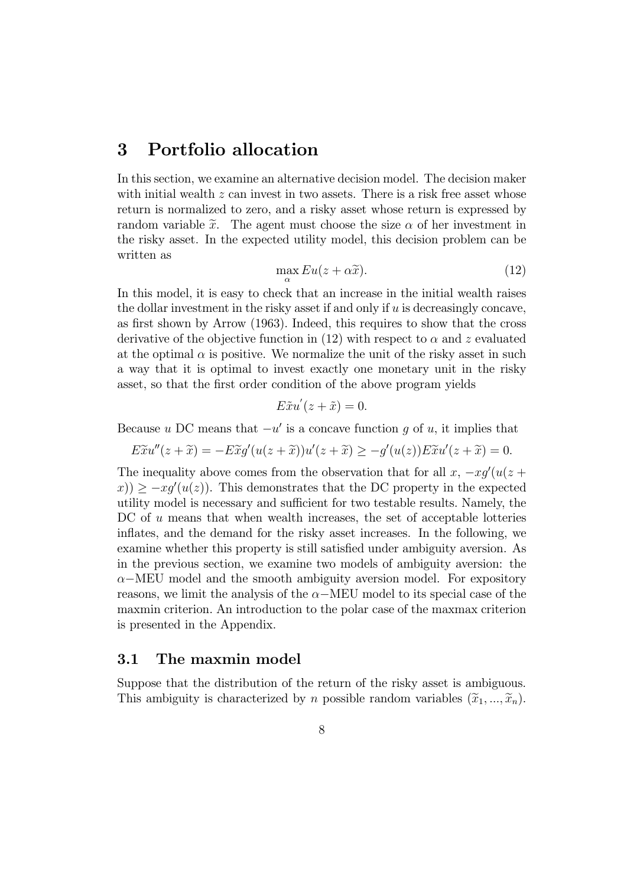## 3 Portfolio allocation

In this section, we examine an alternative decision model. The decision maker with initial wealth $z$ can invest in two assets. There is a risk free asset whose return is normalized to zero, and a risky asset whose return is expressed by random variable $\widetilde{x}$. The agent must choose the size $\alpha$ of her investment in the risky asset. In the expected utility model, this decision problem can be written as

$$\max_{\alpha} Eu(z + \alpha\widetilde{x}). \tag{12}$$

In this model, it is easy to check that an increase in the initial wealth raises the dollar investment in the risky asset if and only if $u$ is decreasingly concave, as first shown by Arrow (1963). Indeed, this requires to show that the cross derivative of the objective function in (12) with respect to $\alpha$ and $z$ evaluated at the optimal $\alpha$ is positive. We normalize the unit of the risky asset in such a way that it is optimal to invest exactly one monetary unit in the risky asset, so that the first order condition of the above program yields

$$E\tilde{x}u'(z + \tilde{x}) = 0.$$

Because $u$ DC means that $-u'$ is a concave function $g$ of $u$, it implies that

$$E\widetilde{x}u''(z + \widetilde{x}) = -E\widetilde{x}g'(u(z + \widetilde{x}))u'(z + \widetilde{x}) \geq -g'(u(z))E\widetilde{x}u'(z + \widetilde{x}) = 0.$$

The inequality above comes from the observation that for all $x$, $-xg'(u(z + x)) \geq -xg'(u(z))$. This demonstrates that the DC property in the expected utility model is necessary and sufficient for two testable results. Namely, the DC of $u$ means that when wealth increases, the set of acceptable lotteries inflates, and the demand for the risky asset increases. In the following, we examine whether this property is still satisfied under ambiguity aversion. As in the previous section, we examine two models of ambiguity aversion: the $\alpha-$MEU model and the smooth ambiguity aversion model. For expository reasons, we limit the analysis of the $\alpha-$MEU model to its special case of the maxmin criterion. An introduction to the polar case of the maxmax criterion is presented in the Appendix.

### 3.1 The maxmin model

Suppose that the distribution of the return of the risky asset is ambiguous. This ambiguity is characterized by $n$ possible random variables $(\widetilde{x}_1, ..., \widetilde{x}_n)$.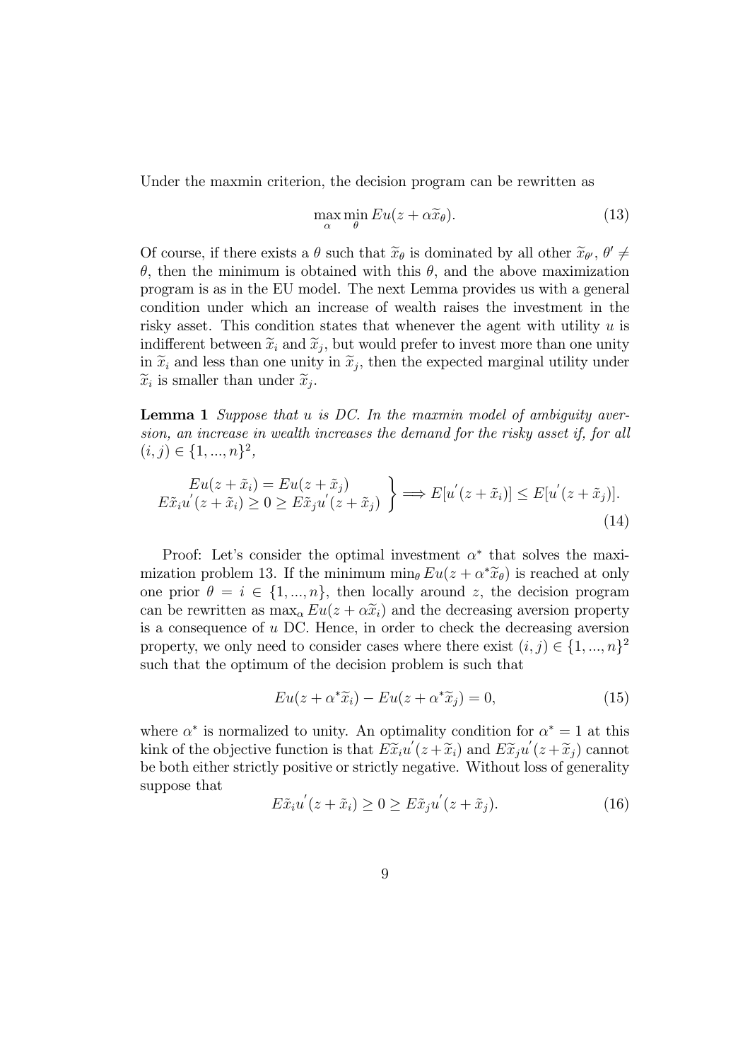Under the maxmin criterion, the decision program can be rewritten as

$$\max_{\alpha} \min_{\theta} Eu(z + \alpha \widetilde{x}_{\theta}). \tag{13}$$

Of course, if there exists a $\theta$ such that $\widetilde{x}_{\theta}$ is dominated by all other $\widetilde{x}_{\theta'}$, $\theta' \neq \theta$, then the minimum is obtained with this $\theta$, and the above maximization program is as in the EU model. The next Lemma provides us with a general condition under which an increase of wealth raises the investment in the risky asset. This condition states that whenever the agent with utility $u$ is indifferent between $\widetilde{x}_i$ and $\widetilde{x}_j$, but would prefer to invest more than one unity in $\widetilde{x}_i$ and less than one unity in $\widetilde{x}_j$, then the expected marginal utility under $\widetilde{x}_i$ is smaller than under $\widetilde{x}_j$.

**Lemma 1** *Suppose that $u$ is DC. In the maxmin model of ambiguity aversion, an increase in wealth increases the demand for the risky asset if, for all $(i, j) \in \{1, ..., n\}^2$,*

$$\left. \begin{array}{c} Eu(z + \tilde{x}_i) = Eu(z + \tilde{x}_j) \\ E\tilde{x}_i u'(z + \tilde{x}_i) \geq 0 \geq E\tilde{x}_j u'(z + \tilde{x}_j) \end{array} \right\} \Longrightarrow E[u'(z + \tilde{x}_i)] \leq E[u'(z + \tilde{x}_j)]. \tag{14}$$

Proof: Let's consider the optimal investment $\alpha^*$ that solves the maximization problem 13. If the minimum $\min_{\theta} Eu(z + \alpha^* \widetilde{x}_{\theta})$ is reached at only one prior $\theta = i \in \{1, ..., n\}$, then locally around $z$, the decision program can be rewritten as $\max_{\alpha} Eu(z + \alpha \widetilde{x}_i)$ and the decreasing aversion property is a consequence of $u$ DC. Hence, in order to check the decreasing aversion property, we only need to consider cases where there exist $(i, j) \in \{1, ..., n\}^2$ such that the optimum of the decision problem is such that

$$Eu(z + \alpha^* \widetilde{x}_i) - Eu(z + \alpha^* \widetilde{x}_j) = 0, \tag{15}$$

where $\alpha^*$ is normalized to unity. An optimality condition for $\alpha^* = 1$ at this kink of the objective function is that $E\widetilde{x}_i u'(z + \widetilde{x}_i)$ and $E\widetilde{x}_j u'(z + \widetilde{x}_j)$ cannot be both either strictly positive or strictly negative. Without loss of generality suppose that

$$E\tilde{x}_i u'(z + \tilde{x}_i) \geq 0 \geq E\tilde{x}_j u'(z + \tilde{x}_j). \tag{16}$$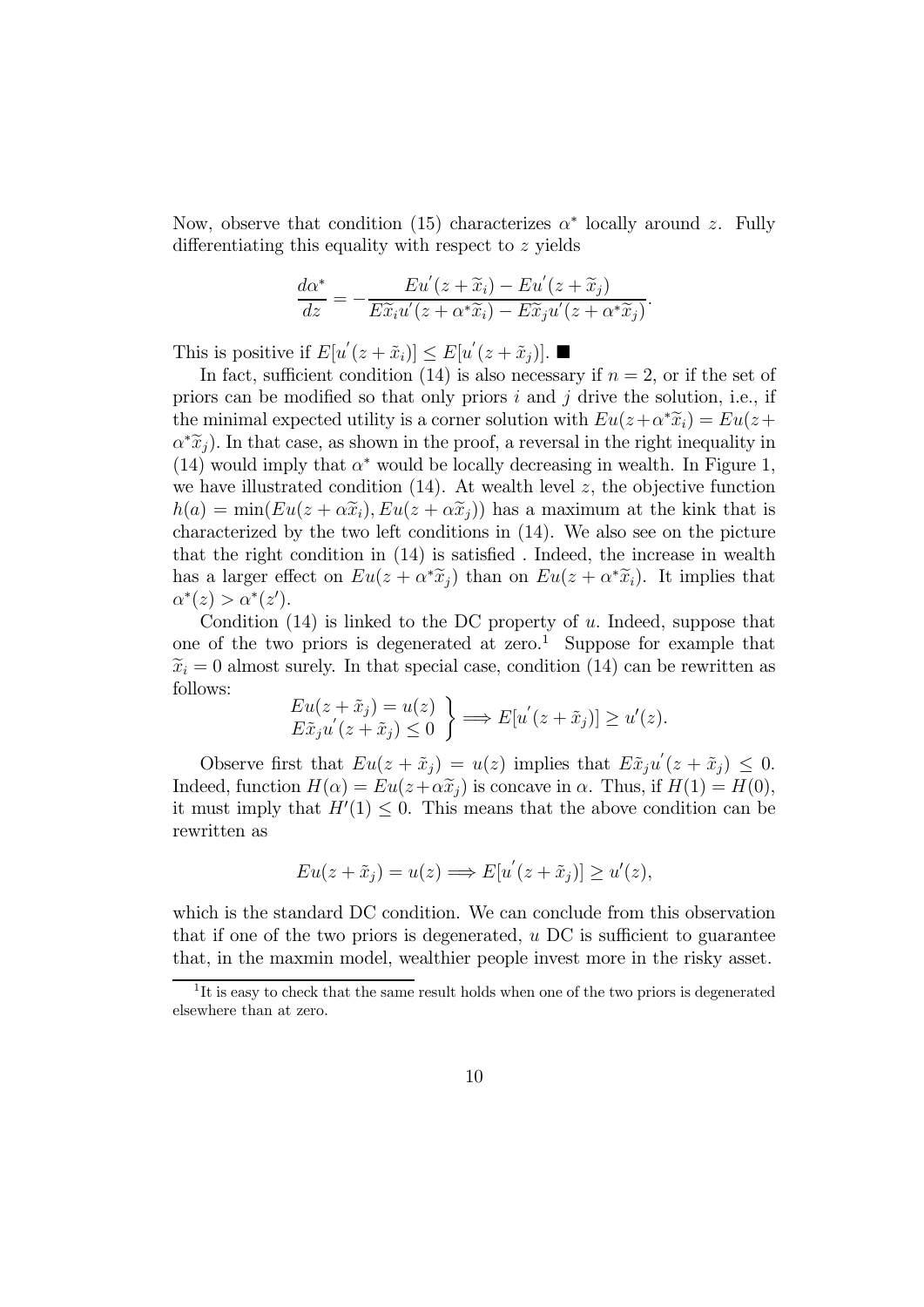Now, observe that condition (15) characterizes $\alpha^*$ locally around $z$. Fully differentiating this equality with respect to $z$ yields

$$\frac{d\alpha^*}{dz} = -\frac{Eu'(z+\widetilde{x}_i) - Eu'(z+\widetilde{x}_j)}{E\widetilde{x}_i u'(z+\alpha^*\widetilde{x}_i) - E\widetilde{x}_j u'(z+\alpha^*\widetilde{x}_j)}.$$

This is positive if $E[u'(z+\tilde{x}_i)] \leq E[u'(z+\tilde{x}_j)]$. ■

In fact, sufficient condition (14) is also necessary if $n = 2$, or if the set of priors can be modified so that only priors $i$ and $j$ drive the solution, i.e., if the minimal expected utility is a corner solution with $Eu(z+\alpha^*\widetilde{x}_i) = Eu(z+\alpha^*\widetilde{x}_j)$. In that case, as shown in the proof, a reversal in the right inequality in (14) would imply that $\alpha^*$ would be locally decreasing in wealth. In Figure 1, we have illustrated condition (14). At wealth level $z$, the objective function $h(a) = \min(Eu(z+\alpha\widetilde{x}_i), Eu(z+\alpha\widetilde{x}_j))$ has a maximum at the kink that is characterized by the two left conditions in (14). We also see on the picture that the right condition in (14) is satisfied . Indeed, the increase in wealth has a larger effect on $Eu(z+\alpha^*\widetilde{x}_j)$ than on $Eu(z+\alpha^*\widetilde{x}_i)$. It implies that $\alpha^*(z) > \alpha^*(z')$.

Condition (14) is linked to the DC property of $u$. Indeed, suppose that one of the two priors is degenerated at zero.[1] Suppose for example that $\widetilde{x}_i = 0$ almost surely. In that special case, condition (14) can be rewritten as follows:

$$\left.\begin{array}{l} Eu(z+\tilde{x}_j) = u(z) \\ E\tilde{x}_j u'(z+\tilde{x}_j) \leq 0 \end{array}\right\} \Longrightarrow E[u'(z+\tilde{x}_j)] \geq u'(z).$$

Observe first that $Eu(z+\tilde{x}_j) = u(z)$ implies that $E\tilde{x}_j u'(z+\tilde{x}_j) \leq 0$. Indeed, function $H(\alpha) = Eu(z+\alpha\widetilde{x}_j)$ is concave in $\alpha$. Thus, if $H(1) = H(0)$, it must imply that $H'(1) \leq 0$. This means that the above condition can be rewritten as

$$Eu(z+\tilde{x}_j) = u(z) \Longrightarrow E[u'(z+\tilde{x}_j)] \geq u'(z),$$

which is the standard DC condition. We can conclude from this observation that if one of the two priors is degenerated, $u$ DC is sufficient to guarantee that, in the maxmin model, wealthier people invest more in the risky asset.

[1] It is easy to check that the same result holds when one of the two priors is degenerated elsewhere than at zero.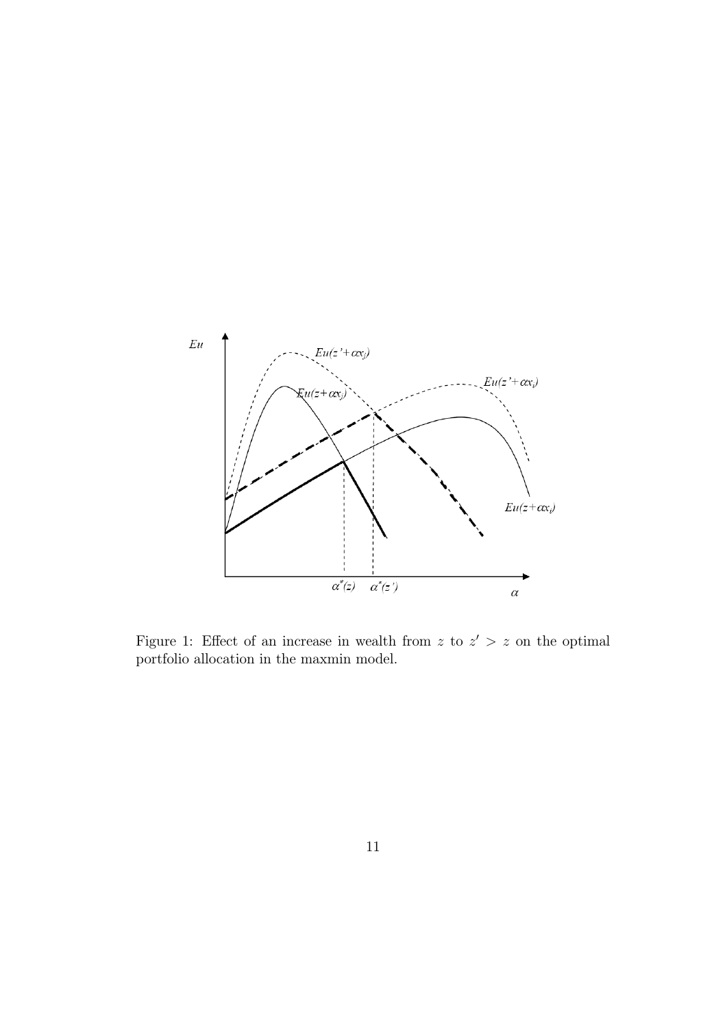Figure 1: Effect of an increase in wealth from $z$ to $z' > z$ on the optimal portfolio allocation in the maxmin model.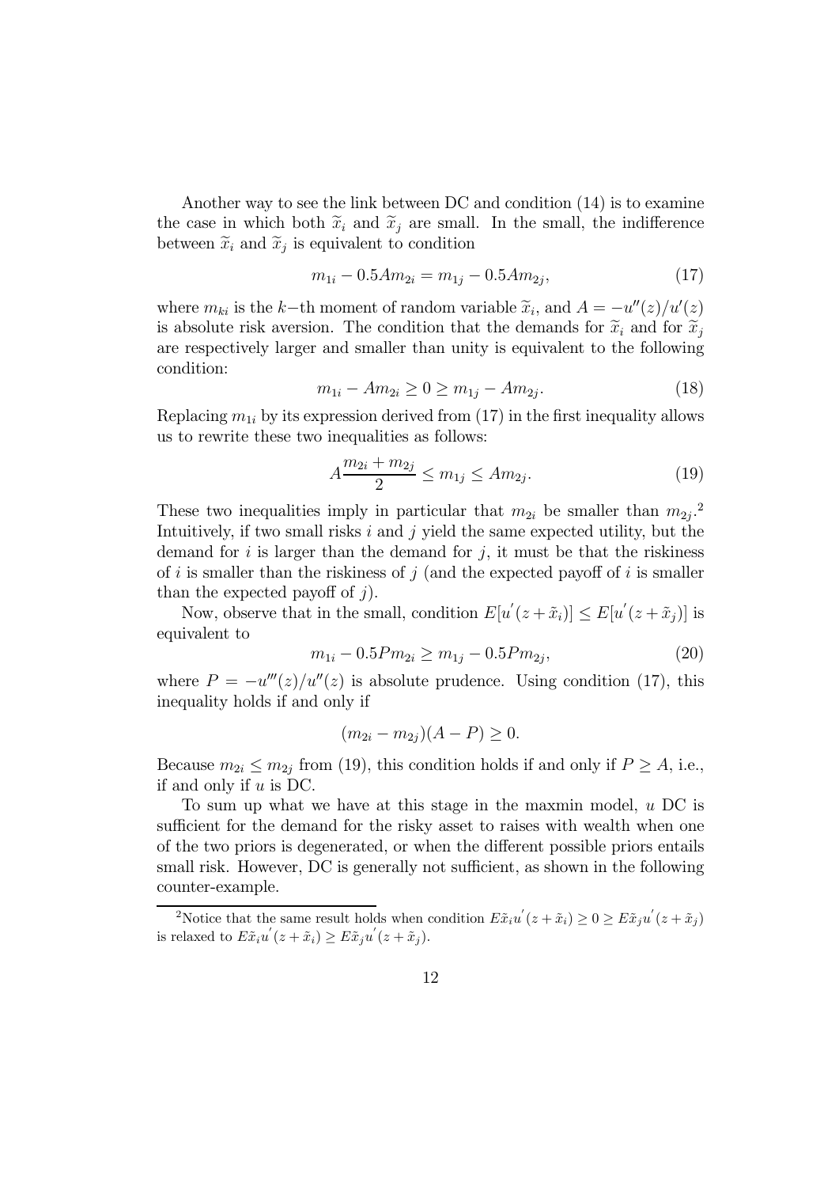Another way to see the link between DC and condition (14) is to examine the case in which both $\widetilde{x}_i$ and $\widetilde{x}_j$ are small. In the small, the indifference between $\widetilde{x}_i$ and $\widetilde{x}_j$ is equivalent to condition

$$m_{1i} - 0.5Am_{2i} = m_{1j} - 0.5Am_{2j}, \tag{17}$$

where $m_{ki}$ is the $k-$th moment of random variable $\widetilde{x}_i$, and $A = -u''(z)/u'(z)$ is absolute risk aversion. The condition that the demands for $\widetilde{x}_i$ and for $\widetilde{x}_j$ are respectively larger and smaller than unity is equivalent to the following condition:

$$m_{1i} - Am_{2i} \geq 0 \geq m_{1j} - Am_{2j}. \tag{18}$$

Replacing $m_{1i}$ by its expression derived from (17) in the first inequality allows us to rewrite these two inequalities as follows:

$$A\frac{m_{2i} + m_{2j}}{2} \leq m_{1j} \leq Am_{2j}. \tag{19}$$

These two inequalities imply in particular that $m_{2i}$ be smaller than $m_{2j}$.[2] Intuitively, if two small risks $i$ and $j$ yield the same expected utility, but the demand for $i$ is larger than the demand for $j$, it must be that the riskiness of $i$ is smaller than the riskiness of $j$ (and the expected payoff of $i$ is smaller than the expected payoff of $j$).

Now, observe that in the small, condition $E[u'(z + \tilde{x}_i)] \leq E[u'(z + \tilde{x}_j)]$ is equivalent to

$$m_{1i} - 0.5Pm_{2i} \geq m_{1j} - 0.5Pm_{2j}, \tag{20}$$

where $P = -u'''(z)/u''(z)$ is absolute prudence. Using condition (17), this inequality holds if and only if

$$(m_{2i} - m_{2j})(A - P) \geq 0.$$

Because $m_{2i} \leq m_{2j}$ from (19), this condition holds if and only if $P \geq A$, i.e., if and only if $u$ is DC.

To sum up what we have at this stage in the maxmin model, $u$ DC is sufficient for the demand for the risky asset to raises with wealth when one of the two priors is degenerated, or when the different possible priors entails small risk. However, DC is generally not sufficient, as shown in the following counter-example.

[2] Notice that the same result holds when condition $E\tilde{x}_i u'(z + \tilde{x}_i) \geq 0 \geq E\tilde{x}_j u'(z + \tilde{x}_j)$ is relaxed to $E\tilde{x}_i u'(z + \tilde{x}_i) \geq E\tilde{x}_j u'(z + \tilde{x}_j)$.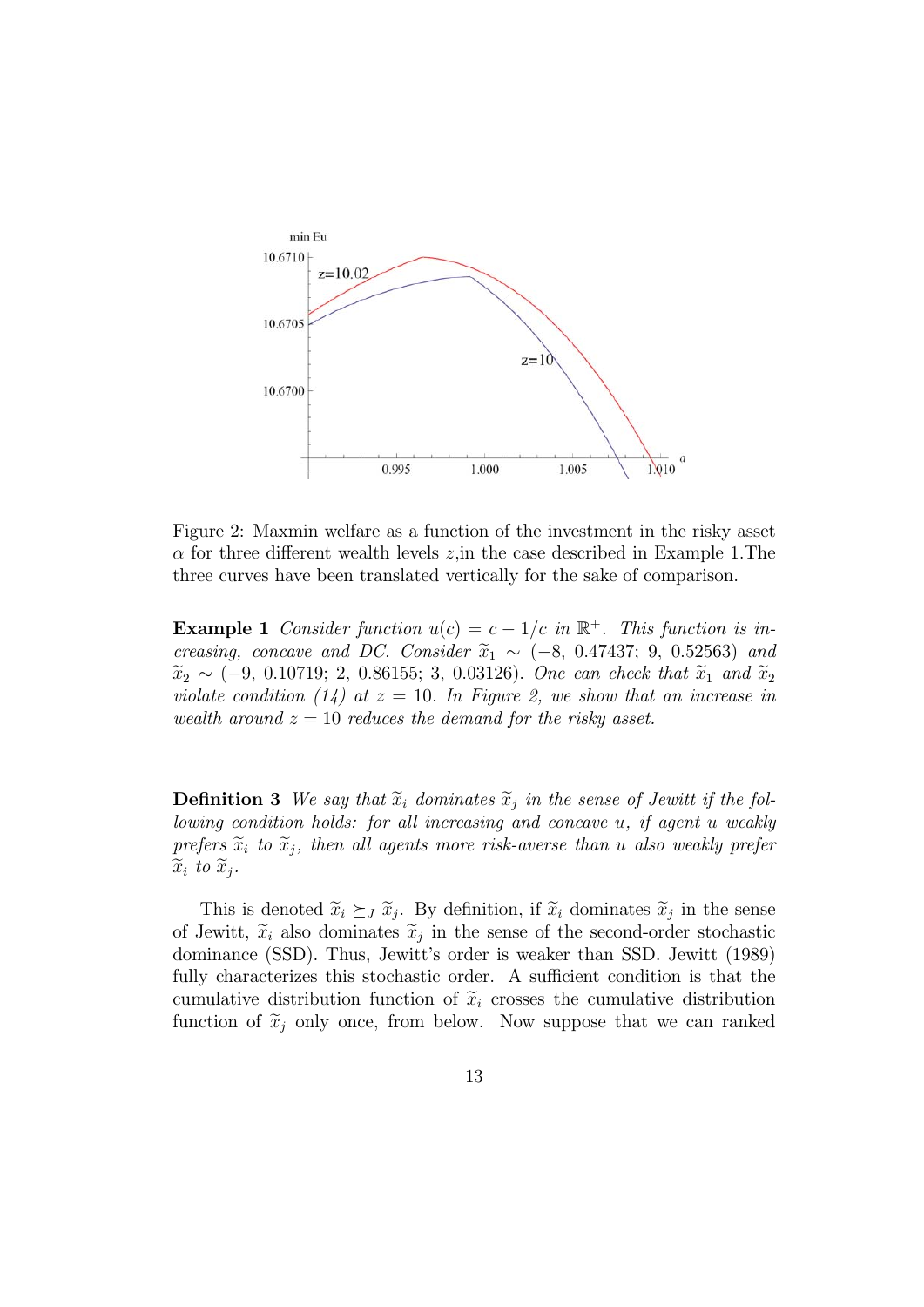Figure 2: Maxmin welfare as a function of the investment in the risky asset $\alpha$ for three different wealth levels $z$,in the case described in Example 1.The three curves have been translated vertically for the sake of comparison.

**Example 1** *Consider function $u(c) = c - 1/c$ in $\mathbb{R}^+$. This function is increasing, concave and DC. Consider $\widetilde{x}_1 \sim (-8,\ 0.47437;\ 9,\ 0.52563)$ and $\widetilde{x}_2 \sim (-9,\ 0.10719;\ 2,\ 0.86155;\ 3,\ 0.03126)$. One can check that $\widetilde{x}_1$ and $\widetilde{x}_2$ violate condition (14) at $z = 10$. In Figure 2, we show that an increase in wealth around $z = 10$ reduces the demand for the risky asset.*

**Definition 3** *We say that $\widetilde{x}_i$ dominates $\widetilde{x}_j$ in the sense of Jewitt if the following condition holds: for all increasing and concave $u$, if agent $u$ weakly prefers $\widetilde{x}_i$ to $\widetilde{x}_j$, then all agents more risk-averse than $u$ also weakly prefer $\widetilde{x}_i$ to $\widetilde{x}_j$.*

This is denoted $\widetilde{x}_i \succeq_J \widetilde{x}_j$. By definition, if $\widetilde{x}_i$ dominates $\widetilde{x}_j$ in the sense of Jewitt, $\widetilde{x}_i$ also dominates $\widetilde{x}_j$ in the sense of the second-order stochastic dominance (SSD). Thus, Jewitt's order is weaker than SSD. Jewitt (1989) fully characterizes this stochastic order. A sufficient condition is that the cumulative distribution function of $\widetilde{x}_i$ crosses the cumulative distribution function of $\widetilde{x}_j$ only once, from below. Now suppose that we can ranked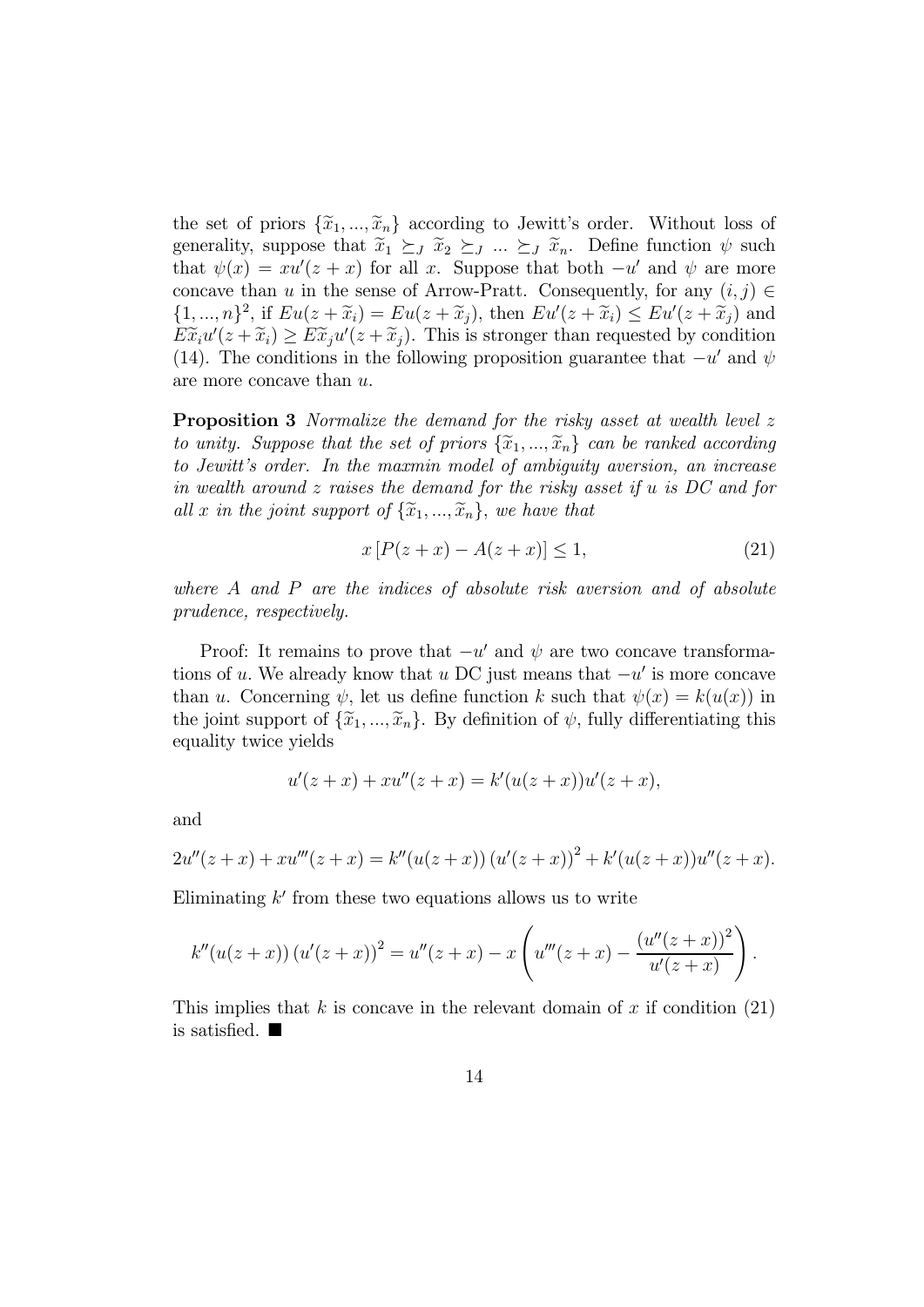the set of priors $\{\widetilde{x}_1, ..., \widetilde{x}_n\}$ according to Jewitt's order. Without loss of generality, suppose that $\widetilde{x}_1 \succeq_J \widetilde{x}_2 \succeq_J ... \succeq_J \widetilde{x}_n$. Define function $\psi$ such that $\psi(x) = xu'(z+x)$ for all $x$. Suppose that both $-u'$ and $\psi$ are more concave than $u$ in the sense of Arrow-Pratt. Consequently, for any $(i,j) \in \{1, ..., n\}^2$, if $Eu(z+\widetilde{x}_i) = Eu(z+\widetilde{x}_j)$, then $Eu'(z+\widetilde{x}_i) \leq Eu'(z+\widetilde{x}_j)$ and $E\widetilde{x}_i u'(z+\widetilde{x}_i) \geq E\widetilde{x}_j u'(z+\widetilde{x}_j)$. This is stronger than requested by condition (14). The conditions in the following proposition guarantee that $-u'$ and $\psi$ are more concave than $u$.

**Proposition 3** *Normalize the demand for the risky asset at wealth level $z$ to unity. Suppose that the set of priors $\{\widetilde{x}_1, ..., \widetilde{x}_n\}$ can be ranked according to Jewitt's order. In the maxmin model of ambiguity aversion, an increase in wealth around $z$ raises the demand for the risky asset if $u$ is DC and for all $x$ in the joint support of $\{\widetilde{x}_1, ..., \widetilde{x}_n\}$, we have that*

$$x\left[P(z+x) - A(z+x)\right] \leq 1, \tag{21}$$

*where $A$ and $P$ are the indices of absolute risk aversion and of absolute prudence, respectively.*

Proof: It remains to prove that $-u'$ and $\psi$ are two concave transformations of $u$. We already know that $u$ DC just means that $-u'$ is more concave than $u$. Concerning $\psi$, let us define function $k$ such that $\psi(x) = k(u(x))$ in the joint support of $\{\widetilde{x}_1, ..., \widetilde{x}_n\}$. By definition of $\psi$, fully differentiating this equality twice yields

$$u'(z+x) + xu''(z+x) = k'(u(z+x))u'(z+x),$$

and

$$2u''(z+x) + xu'''(z+x) = k''(u(z+x))\left(u'(z+x)\right)^2 + k'(u(z+x))u''(z+x).$$

Eliminating $k'$ from these two equations allows us to write

$$k''(u(z+x))\left(u'(z+x)\right)^2 = u''(z+x) - x\left(u'''(z+x) - \frac{\left(u''(z+x)\right)^2}{u'(z+x)}\right).$$

This implies that $k$ is concave in the relevant domain of $x$ if condition (21) is satisfied. ■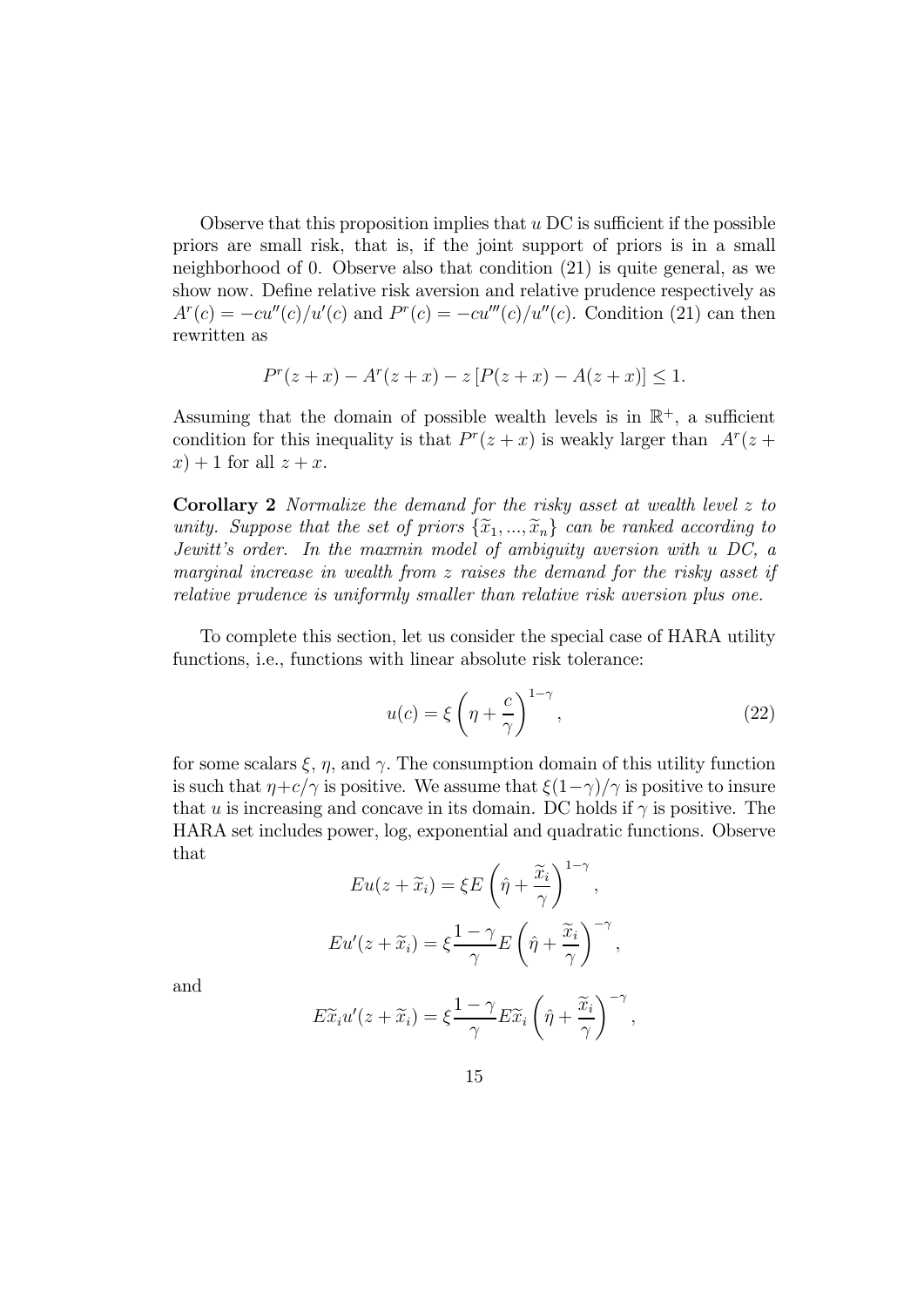Observe that this proposition implies that $u$ DC is sufficient if the possible priors are small risk, that is, if the joint support of priors is in a small neighborhood of 0. Observe also that condition (21) is quite general, as we show now. Define relative risk aversion and relative prudence respectively as $A^r(c) = -cu''(c)/u'(c)$ and $P^r(c) = -cu'''(c)/u''(c)$. Condition (21) can then rewritten as

$$P^r(z+x) - A^r(z+x) - z\left[P(z+x) - A(z+x)\right] \leq 1.$$

Assuming that the domain of possible wealth levels is in $\mathbb{R}^+$, a sufficient condition for this inequality is that $P^r(z+x)$ is weakly larger than $A^r(z+x)+1$ for all $z+x$.

**Corollary 2** *Normalize the demand for the risky asset at wealth level $z$ to unity. Suppose that the set of priors $\{\widetilde{x}_1, ..., \widetilde{x}_n\}$ can be ranked according to Jewitt's order. In the maxmin model of ambiguity aversion with $u$ DC, a marginal increase in wealth from $z$ raises the demand for the risky asset if relative prudence is uniformly smaller than relative risk aversion plus one.*

To complete this section, let us consider the special case of HARA utility functions, i.e., functions with linear absolute risk tolerance:

$$u(c) = \xi\left(\eta + \frac{c}{\gamma}\right)^{1-\gamma}, \tag{22}$$

for some scalars $\xi$, $\eta$, and $\gamma$. The consumption domain of this utility function is such that $\eta + c/\gamma$ is positive. We assume that $\xi(1-\gamma)/\gamma$ is positive to insure that $u$ is increasing and concave in its domain. DC holds if $\gamma$ is positive. The HARA set includes power, log, exponential and quadratic functions. Observe that

$$Eu(z+\widetilde{x}_i) = \xi E\left(\hat{\eta} + \frac{\widetilde{x}_i}{\gamma}\right)^{1-\gamma},$$

$$Eu'(z+\widetilde{x}_i) = \xi\frac{1-\gamma}{\gamma}E\left(\hat{\eta} + \frac{\widetilde{x}_i}{\gamma}\right)^{-\gamma},$$

and

$$E\widetilde{x}_i u'(z+\widetilde{x}_i) = \xi\frac{1-\gamma}{\gamma}E\widetilde{x}_i\left(\hat{\eta} + \frac{\widetilde{x}_i}{\gamma}\right)^{-\gamma},$$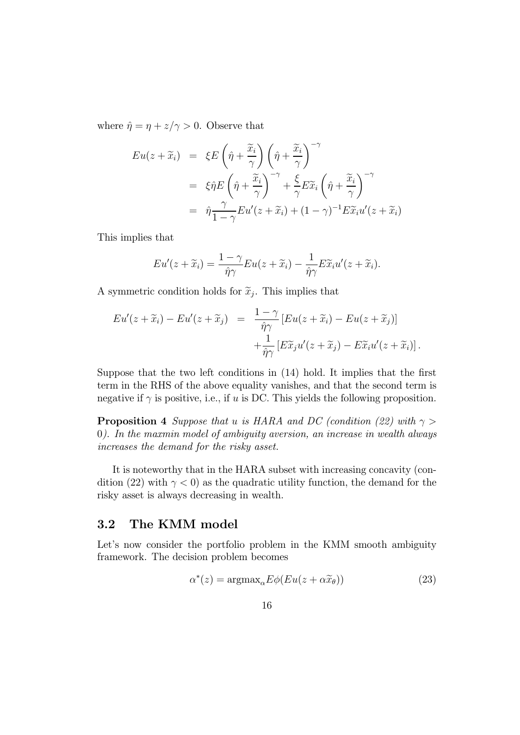where $\hat{\eta} = \eta + z/\gamma > 0$. Observe that

$$
\begin{aligned}
Eu(z + \widetilde{x}_i) &= \xi E \left( \hat{\eta} + \frac{\widetilde{x}_i}{\gamma} \right) \left( \hat{\eta} + \frac{\widetilde{x}_i}{\gamma} \right)^{-\gamma} \\
&= \xi \hat{\eta} E \left( \hat{\eta} + \frac{\widetilde{x}_i}{\gamma} \right)^{-\gamma} + \frac{\xi}{\gamma} E\widetilde{x}_i \left( \hat{\eta} + \frac{\widetilde{x}_i}{\gamma} \right)^{-\gamma} \\
&= \hat{\eta} \frac{\gamma}{1-\gamma} Eu'(z + \widetilde{x}_i) + (1-\gamma)^{-1} E\widetilde{x}_i u'(z + \widetilde{x}_i)
\end{aligned}
$$

This implies that

$$
Eu'(z + \widetilde{x}_i) = \frac{1-\gamma}{\hat{\eta}\gamma} Eu(z + \widetilde{x}_i) - \frac{1}{\hat{\eta}\gamma} E\widetilde{x}_i u'(z + \widetilde{x}_i).
$$

A symmetric condition holds for $\widetilde{x}_j$. This implies that

$$
\begin{aligned}
Eu'(z + \widetilde{x}_i) - Eu'(z + \widetilde{x}_j) &= \frac{1-\gamma}{\hat{\eta}\gamma} \left[ Eu(z + \widetilde{x}_i) - Eu(z + \widetilde{x}_j) \right] \\
&\quad + \frac{1}{\hat{\eta}\gamma} \left[ E\widetilde{x}_j u'(z + \widetilde{x}_j) - E\widetilde{x}_i u'(z + \widetilde{x}_i) \right].
\end{aligned}
$$

Suppose that the two left conditions in (14) hold. It implies that the first term in the RHS of the above equality vanishes, and that the second term is negative if $\gamma$ is positive, i.e., if $u$ is DC. This yields the following proposition.

**Proposition 4** *Suppose that $u$ is HARA and DC (condition (22) with $\gamma > 0$). In the maxmin model of ambiguity aversion, an increase in wealth always increases the demand for the risky asset.*

It is noteworthy that in the HARA subset with increasing concavity (condition (22) with $\gamma < 0$) as the quadratic utility function, the demand for the risky asset is always decreasing in wealth.

## 3.2 The KMM model

Let's now consider the portfolio problem in the KMM smooth ambiguity framework. The decision problem becomes

$$
\alpha^*(z) = \text{argmax}_\alpha E\phi(Eu(z + \alpha\widetilde{x}_\theta)) \tag{23}
$$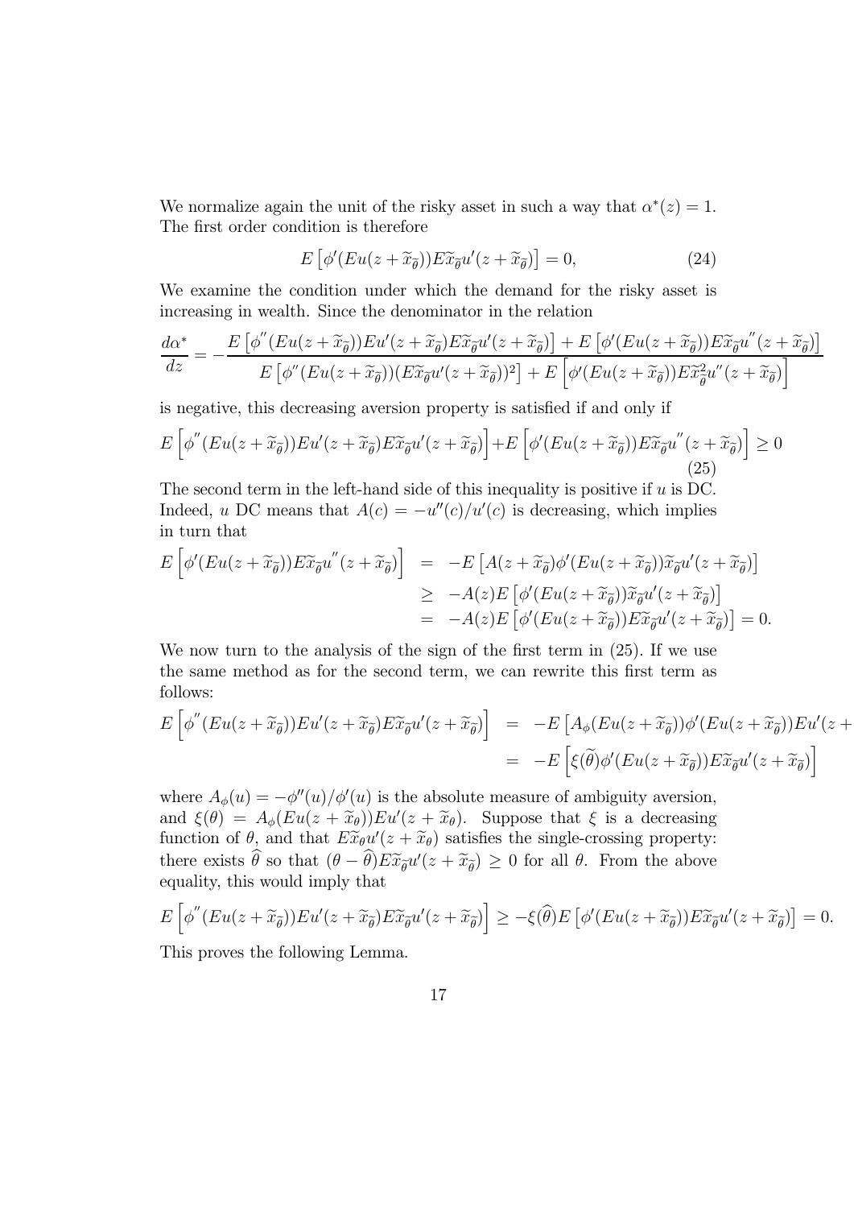We normalize again the unit of the risky asset in such a way that $\alpha^*(z) = 1$. The first order condition is therefore

$$E\left[\phi'(Eu(z+\widetilde{x}_{\widetilde{\theta}}))E\widetilde{x}_{\widetilde{\theta}}u'(z+\widetilde{x}_{\widetilde{\theta}})\right] = 0, \tag{24}$$

We examine the condition under which the demand for the risky asset is increasing in wealth. Since the denominator in the relation

$$\frac{d\alpha^*}{dz} = -\frac{E\left[\phi''(Eu(z+\widetilde{x}_{\widetilde{\theta}}))Eu'(z+\widetilde{x}_{\widetilde{\theta}})E\widetilde{x}_{\widetilde{\theta}}u'(z+\widetilde{x}_{\widetilde{\theta}})\right] + E\left[\phi'(Eu(z+\widetilde{x}_{\widetilde{\theta}}))E\widetilde{x}_{\widetilde{\theta}}u''(z+\widetilde{x}_{\widetilde{\theta}})\right]}{E\left[\phi''(Eu(z+\widetilde{x}_{\widetilde{\theta}}))(E\widetilde{x}_{\widetilde{\theta}}u'(z+\widetilde{x}_{\widetilde{\theta}}))^2\right] + E\left[\phi'(Eu(z+\widetilde{x}_{\widetilde{\theta}}))E\widetilde{x}_{\widetilde{\theta}}^2u''(z+\widetilde{x}_{\widetilde{\theta}})\right]}$$

is negative, this decreasing aversion property is satisfied if and only if

$$E\left[\phi''(Eu(z+\widetilde{x}_{\widetilde{\theta}}))Eu'(z+\widetilde{x}_{\widetilde{\theta}})E\widetilde{x}_{\widetilde{\theta}}u'(z+\widetilde{x}_{\widetilde{\theta}})\right] + E\left[\phi'(Eu(z+\widetilde{x}_{\widetilde{\theta}}))E\widetilde{x}_{\widetilde{\theta}}u''(z+\widetilde{x}_{\widetilde{\theta}})\right] \geq 0 \tag{25}$$

The second term in the left-hand side of this inequality is positive if $u$ is DC. Indeed, $u$ DC means that $A(c) = -u''(c)/u'(c)$ is decreasing, which implies in turn that

$$\begin{aligned}
E\left[\phi'(Eu(z+\widetilde{x}_{\widetilde{\theta}}))E\widetilde{x}_{\widetilde{\theta}}u''(z+\widetilde{x}_{\widetilde{\theta}})\right] &= -E\left[A(z+\widetilde{x}_{\widetilde{\theta}})\phi'(Eu(z+\widetilde{x}_{\widetilde{\theta}}))\widetilde{x}_{\widetilde{\theta}}u'(z+\widetilde{x}_{\widetilde{\theta}})\right] \\
&\geq -A(z)E\left[\phi'(Eu(z+\widetilde{x}_{\widetilde{\theta}}))\widetilde{x}_{\widetilde{\theta}}u'(z+\widetilde{x}_{\widetilde{\theta}})\right] \\
&= -A(z)E\left[\phi'(Eu(z+\widetilde{x}_{\widetilde{\theta}}))E\widetilde{x}_{\widetilde{\theta}}u'(z+\widetilde{x}_{\widetilde{\theta}})\right] = 0.
\end{aligned}$$

We now turn to the analysis of the sign of the first term in (25). If we use the same method as for the second term, we can rewrite this first term as follows:

$$\begin{aligned}
E\left[\phi''(Eu(z+\widetilde{x}_{\widetilde{\theta}}))Eu'(z+\widetilde{x}_{\widetilde{\theta}})E\widetilde{x}_{\widetilde{\theta}}u'(z+\widetilde{x}_{\widetilde{\theta}})\right] &= -E\left[A_\phi(Eu(z+\widetilde{x}_{\widetilde{\theta}}))\phi'(Eu(z+\widetilde{x}_{\widetilde{\theta}}))Eu'(z+ \right. \\
&= -E\left[\xi(\widetilde{\theta})\phi'(Eu(z+\widetilde{x}_{\widetilde{\theta}}))E\widetilde{x}_{\widetilde{\theta}}u'(z+\widetilde{x}_{\widetilde{\theta}})\right]
\end{aligned}$$

where $A_\phi(u) = -\phi''(u)/\phi'(u)$ is the absolute measure of ambiguity aversion, and $\xi(\theta) = A_\phi(Eu(z+\widetilde{x}_\theta))Eu'(z+\widetilde{x}_\theta)$. Suppose that $\xi$ is a decreasing function of $\theta$, and that $E\widetilde{x}_\theta u'(z+\widetilde{x}_\theta)$ satisfies the single-crossing property: there exists $\widehat{\theta}$ so that $(\theta-\widehat{\theta})E\widetilde{x}_{\widetilde{\theta}}u'(z+\widetilde{x}_{\widetilde{\theta}}) \geq 0$ for all $\theta$. From the above equality, this would imply that

$$E\left[\phi''(Eu(z+\widetilde{x}_{\widetilde{\theta}}))Eu'(z+\widetilde{x}_{\widetilde{\theta}})E\widetilde{x}_{\widetilde{\theta}}u'(z+\widetilde{x}_{\widetilde{\theta}})\right] \geq -\xi(\widehat{\theta})E\left[\phi'(Eu(z+\widetilde{x}_{\widetilde{\theta}}))E\widetilde{x}_{\widetilde{\theta}}u'(z+\widetilde{x}_{\widetilde{\theta}})\right] = 0.$$

This proves the following Lemma.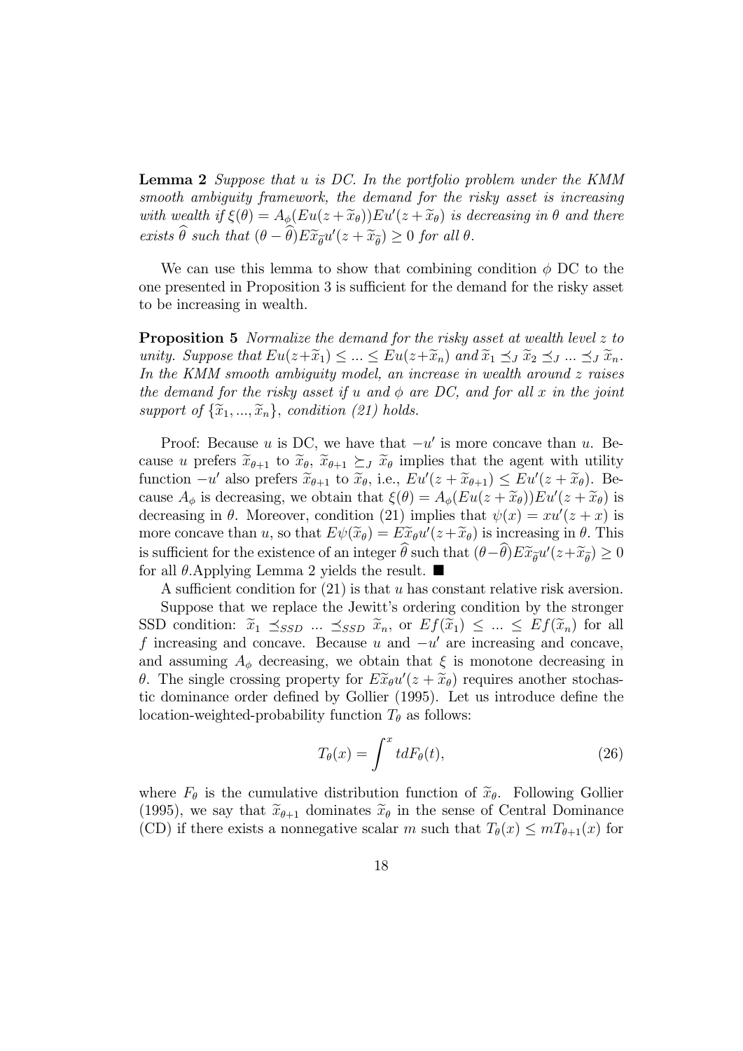**Lemma 2** *Suppose that $u$ is DC. In the portfolio problem under the KMM smooth ambiguity framework, the demand for the risky asset is increasing with wealth if $\xi(\theta) = A_\phi(Eu(z + \widetilde{x}_\theta))Eu'(z + \widetilde{x}_\theta)$ is decreasing in $\theta$ and there exists $\widehat{\theta}$ such that $(\theta - \widehat{\theta})E\widetilde{x}_{\widehat{\theta}}u'(z + \widetilde{x}_{\widehat{\theta}}) \geq 0$ for all $\theta$.*

We can use this lemma to show that combining condition $\phi$ DC to the one presented in Proposition 3 is sufficient for the demand for the risky asset to be increasing in wealth.

**Proposition 5** *Normalize the demand for the risky asset at wealth level $z$ to unity. Suppose that $Eu(z+\widetilde{x}_1) \leq ... \leq Eu(z+\widetilde{x}_n)$ and $\widetilde{x}_1 \preceq_J \widetilde{x}_2 \preceq_J ... \preceq_J \widetilde{x}_n$. In the KMM smooth ambiguity model, an increase in wealth around $z$ raises the demand for the risky asset if $u$ and $\phi$ are DC, and for all $x$ in the joint support of $\{\widetilde{x}_1, ..., \widetilde{x}_n\}$, condition (21) holds.*

Proof: Because $u$ is DC, we have that $-u'$ is more concave than $u$. Because $u$ prefers $\widetilde{x}_{\theta+1}$ to $\widetilde{x}_\theta$, $\widetilde{x}_{\theta+1} \succeq_J \widetilde{x}_\theta$ implies that the agent with utility function $-u'$ also prefers $\widetilde{x}_{\theta+1}$ to $\widetilde{x}_\theta$, i.e., $Eu'(z + \widetilde{x}_{\theta+1}) \leq Eu'(z + \widetilde{x}_\theta)$. Because $A_\phi$ is decreasing, we obtain that $\xi(\theta) = A_\phi(Eu(z + \widetilde{x}_\theta))Eu'(z + \widetilde{x}_\theta)$ is decreasing in $\theta$. Moreover, condition (21) implies that $\psi(x) = xu'(z + x)$ is more concave than $u$, so that $E\psi(\widetilde{x}_\theta) = E\widetilde{x}_\theta u'(z+\widetilde{x}_\theta)$ is increasing in $\theta$. This is sufficient for the existence of an integer $\widehat{\theta}$ such that $(\theta-\widehat{\theta})E\widetilde{x}_{\widehat{\theta}}u'(z+\widetilde{x}_{\widehat{\theta}}) \geq 0$ for all $\theta$.Applying Lemma 2 yields the result. ■

A sufficient condition for (21) is that $u$ has constant relative risk aversion.

Suppose that we replace the Jewitt's ordering condition by the stronger SSD condition: $\widetilde{x}_1 \preceq_{SSD} ... \preceq_{SSD} \widetilde{x}_n$, or $Ef(\widetilde{x}_1) \leq ... \leq Ef(\widetilde{x}_n)$ for all $f$ increasing and concave. Because $u$ and $-u'$ are increasing and concave, and assuming $A_\phi$ decreasing, we obtain that $\xi$ is monotone decreasing in $\theta$. The single crossing property for $E\widetilde{x}_\theta u'(z + \widetilde{x}_\theta)$ requires another stochastic dominance order defined by Gollier (1995). Let us introduce define the location-weighted-probability function $T_\theta$ as follows:

$$T_\theta(x) = \int^x t dF_\theta(t), \tag{26}$$

where $F_\theta$ is the cumulative distribution function of $\widetilde{x}_\theta$. Following Gollier (1995), we say that $\widetilde{x}_{\theta+1}$ dominates $\widetilde{x}_\theta$ in the sense of Central Dominance (CD) if there exists a nonnegative scalar $m$ such that $T_\theta(x) \leq mT_{\theta+1}(x)$ for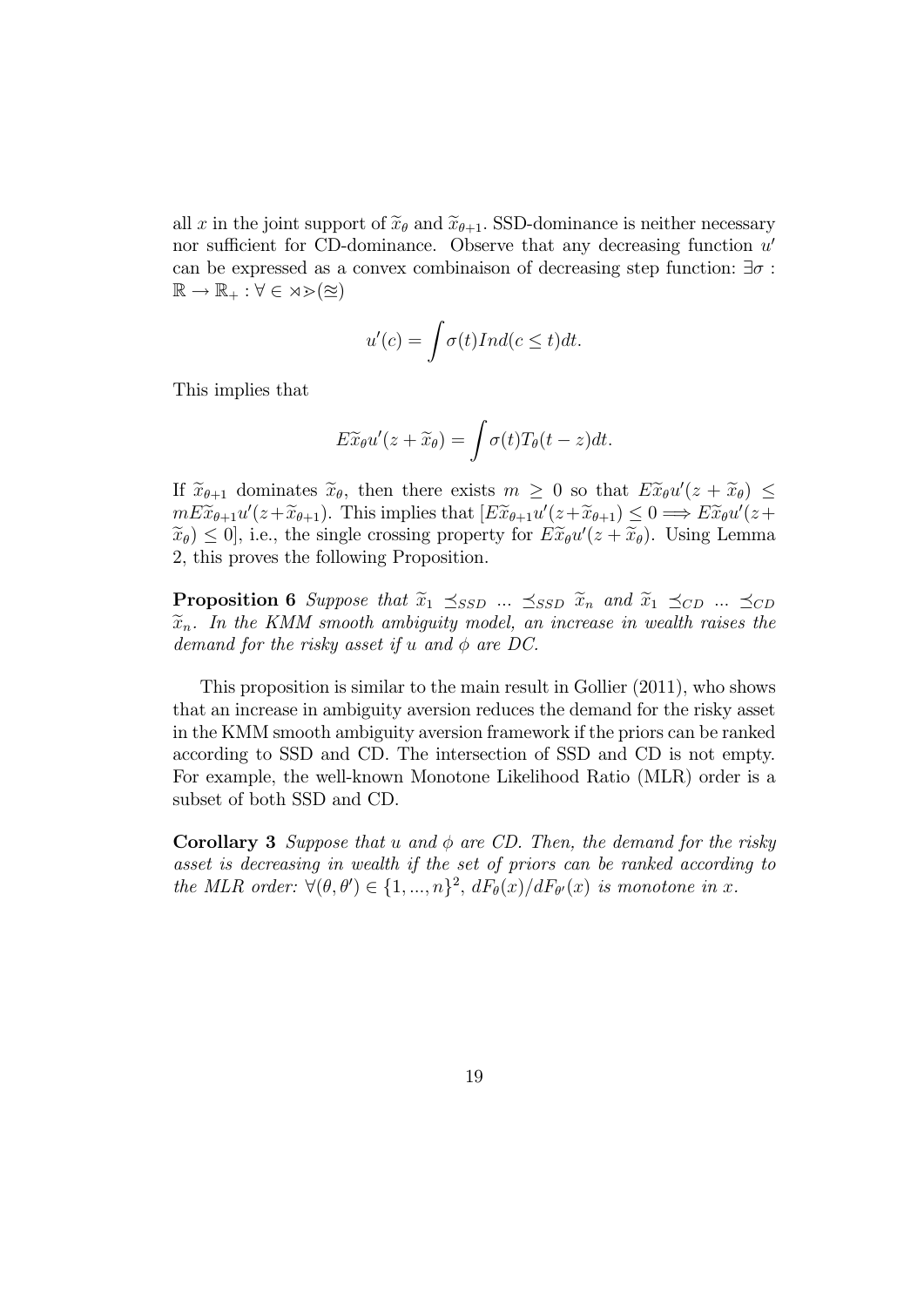all $x$ in the joint support of $\widetilde{x}_\theta$ and $\widetilde{x}_{\theta+1}$. SSD-dominance is neither necessary nor sufficient for CD-dominance. Observe that any decreasing function $u'$ can be expressed as a convex combinaison of decreasing step function: $\exists \sigma : \mathbb{R} \rightarrow \mathbb{R}_+ : \forall \in \rtimes \gtrdot (\approeq)$

$$u'(c) = \int \sigma(t) Ind(c \leq t) dt.$$

This implies that

$$E\widetilde{x}_\theta u'(z + \widetilde{x}_\theta) = \int \sigma(t) T_\theta(t - z) dt.$$

If $\widetilde{x}_{\theta+1}$ dominates $\widetilde{x}_\theta$, then there exists $m \geq 0$ so that $E\widetilde{x}_\theta u'(z + \widetilde{x}_\theta) \leq mE\widetilde{x}_{\theta+1} u'(z + \widetilde{x}_{\theta+1})$. This implies that $[E\widetilde{x}_{\theta+1} u'(z + \widetilde{x}_{\theta+1}) \leq 0 \Longrightarrow E\widetilde{x}_\theta u'(z + \widetilde{x}_\theta) \leq 0]$, i.e., the single crossing property for $E\widetilde{x}_\theta u'(z + \widetilde{x}_\theta)$. Using Lemma 2, this proves the following Proposition.

**Proposition 6** *Suppose that $\widetilde{x}_1 \preceq_{SSD} ... \preceq_{SSD} \widetilde{x}_n$ and $\widetilde{x}_1 \preceq_{CD} ... \preceq_{CD} \widetilde{x}_n$. In the KMM smooth ambiguity model, an increase in wealth raises the demand for the risky asset if $u$ and $\phi$ are DC.*

This proposition is similar to the main result in Gollier (2011), who shows that an increase in ambiguity aversion reduces the demand for the risky asset in the KMM smooth ambiguity aversion framework if the priors can be ranked according to SSD and CD. The intersection of SSD and CD is not empty. For example, the well-known Monotone Likelihood Ratio (MLR) order is a subset of both SSD and CD.

**Corollary 3** *Suppose that $u$ and $\phi$ are CD. Then, the demand for the risky asset is decreasing in wealth if the set of priors can be ranked according to the MLR order: $\forall (\theta, \theta') \in \{1, ..., n\}^2$, $dF_\theta(x)/dF_{\theta'}(x)$ is monotone in $x$.*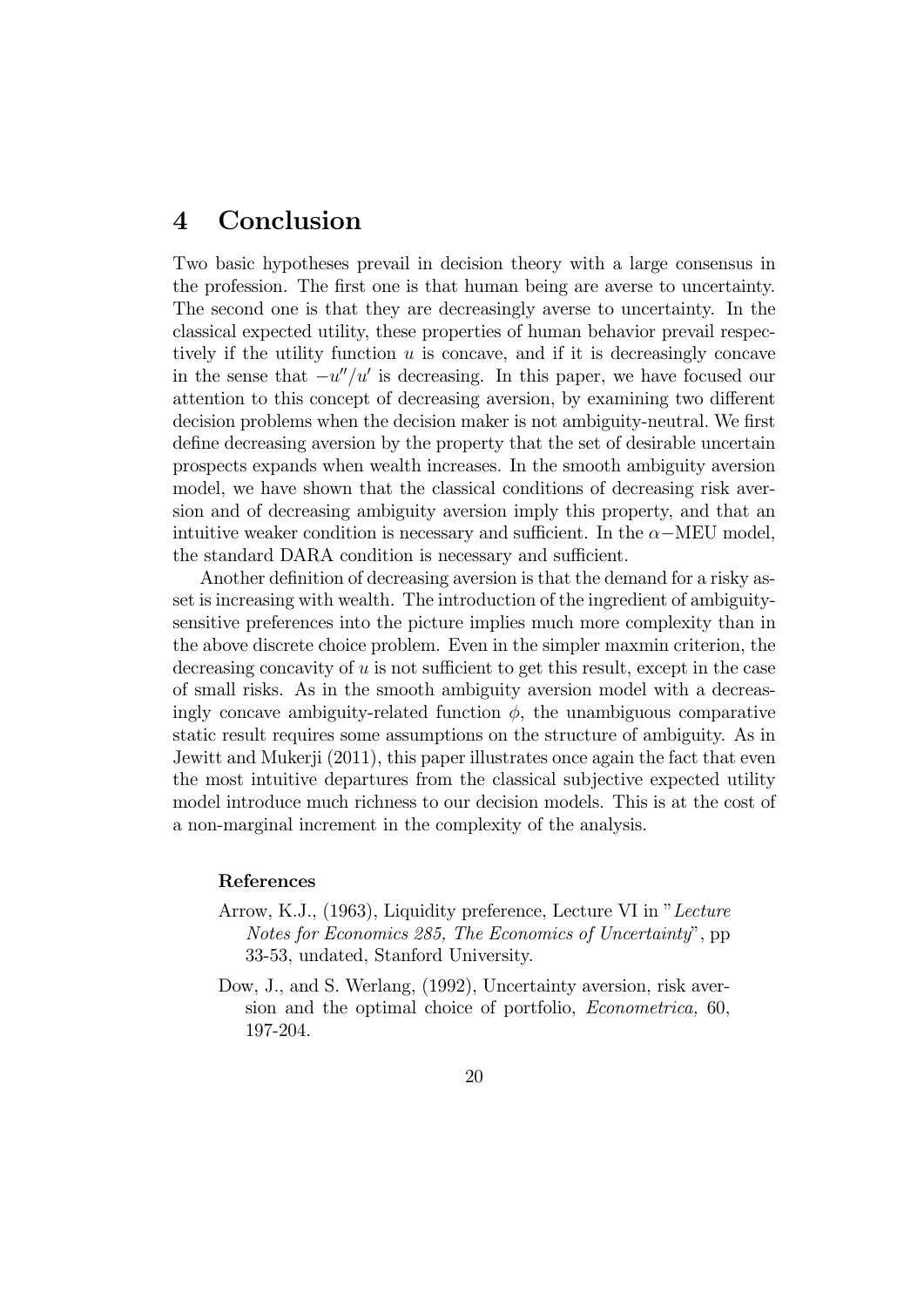# 4 Conclusion

Two basic hypotheses prevail in decision theory with a large consensus in the profession. The first one is that human being are averse to uncertainty. The second one is that they are decreasingly averse to uncertainty. In the classical expected utility, these properties of human behavior prevail respectively if the utility function $u$ is concave, and if it is decreasingly concave in the sense that $-u''/u'$ is decreasing. In this paper, we have focused our attention to this concept of decreasing aversion, by examining two different decision problems when the decision maker is not ambiguity-neutral. We first define decreasing aversion by the property that the set of desirable uncertain prospects expands when wealth increases. In the smooth ambiguity aversion model, we have shown that the classical conditions of decreasing risk aversion and of decreasing ambiguity aversion imply this property, and that an intuitive weaker condition is necessary and sufficient. In the $\alpha-$MEU model, the standard DARA condition is necessary and sufficient.

Another definition of decreasing aversion is that the demand for a risky asset is increasing with wealth. The introduction of the ingredient of ambiguity-sensitive preferences into the picture implies much more complexity than in the above discrete choice problem. Even in the simpler maxmin criterion, the decreasing concavity of $u$ is not sufficient to get this result, except in the case of small risks. As in the smooth ambiguity aversion model with a decreasingly concave ambiguity-related function $\phi$, the unambiguous comparative static result requires some assumptions on the structure of ambiguity. As in Jewitt and Mukerji (2011), this paper illustrates once again the fact that even the most intuitive departures from the classical subjective expected utility model introduce much richness to our decision models. This is at the cost of a non-marginal increment in the complexity of the analysis.

### References

Arrow, K.J., (1963), Liquidity preference, Lecture VI in "*Lecture Notes for Economics 285, The Economics of Uncertainty*", pp 33-53, undated, Stanford University.

Dow, J., and S. Werlang, (1992), Uncertainty aversion, risk aversion and the optimal choice of portfolio, *Econometrica,* 60, 197-204.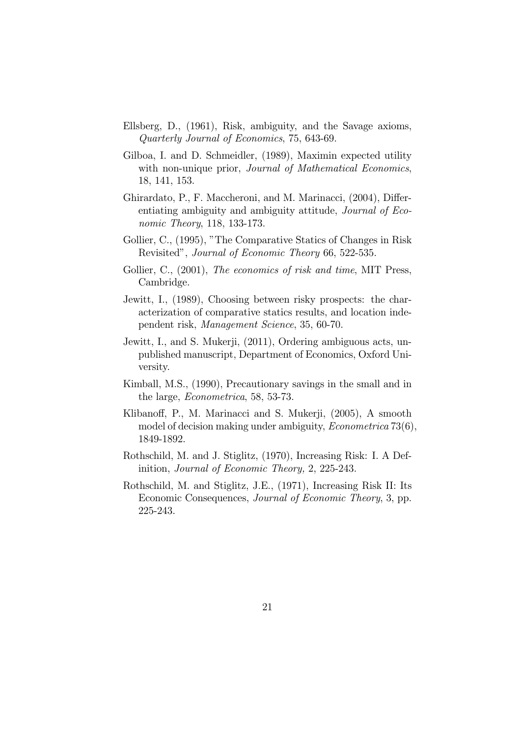Ellsberg, D., (1961), Risk, ambiguity, and the Savage axioms, *Quarterly Journal of Economics*, 75, 643-69.

Gilboa, I. and D. Schmeidler, (1989), Maximin expected utility with non-unique prior, *Journal of Mathematical Economics*, 18, 141, 153.

Ghirardato, P., F. Maccheroni, and M. Marinacci, (2004), Differentiating ambiguity and ambiguity attitude, *Journal of Economic Theory*, 118, 133-173.

Gollier, C., (1995), "The Comparative Statics of Changes in Risk Revisited", *Journal of Economic Theory* 66, 522-535.

Gollier, C., (2001), *The economics of risk and time*, MIT Press, Cambridge.

Jewitt, I., (1989), Choosing between risky prospects: the characterization of comparative statics results, and location independent risk, *Management Science*, 35, 60-70.

Jewitt, I., and S. Mukerji, (2011), Ordering ambiguous acts, unpublished manuscript, Department of Economics, Oxford University.

Kimball, M.S., (1990), Precautionary savings in the small and in the large, *Econometrica*, 58, 53-73.

Klibanoff, P., M. Marinacci and S. Mukerji, (2005), A smooth model of decision making under ambiguity, *Econometrica* 73(6), 1849-1892.

Rothschild, M. and J. Stiglitz, (1970), Increasing Risk: I. A Definition, *Journal of Economic Theory,* 2, 225-243.

Rothschild, M. and Stiglitz, J.E., (1971), Increasing Risk II: Its Economic Consequences, *Journal of Economic Theory*, 3, pp. 225-243.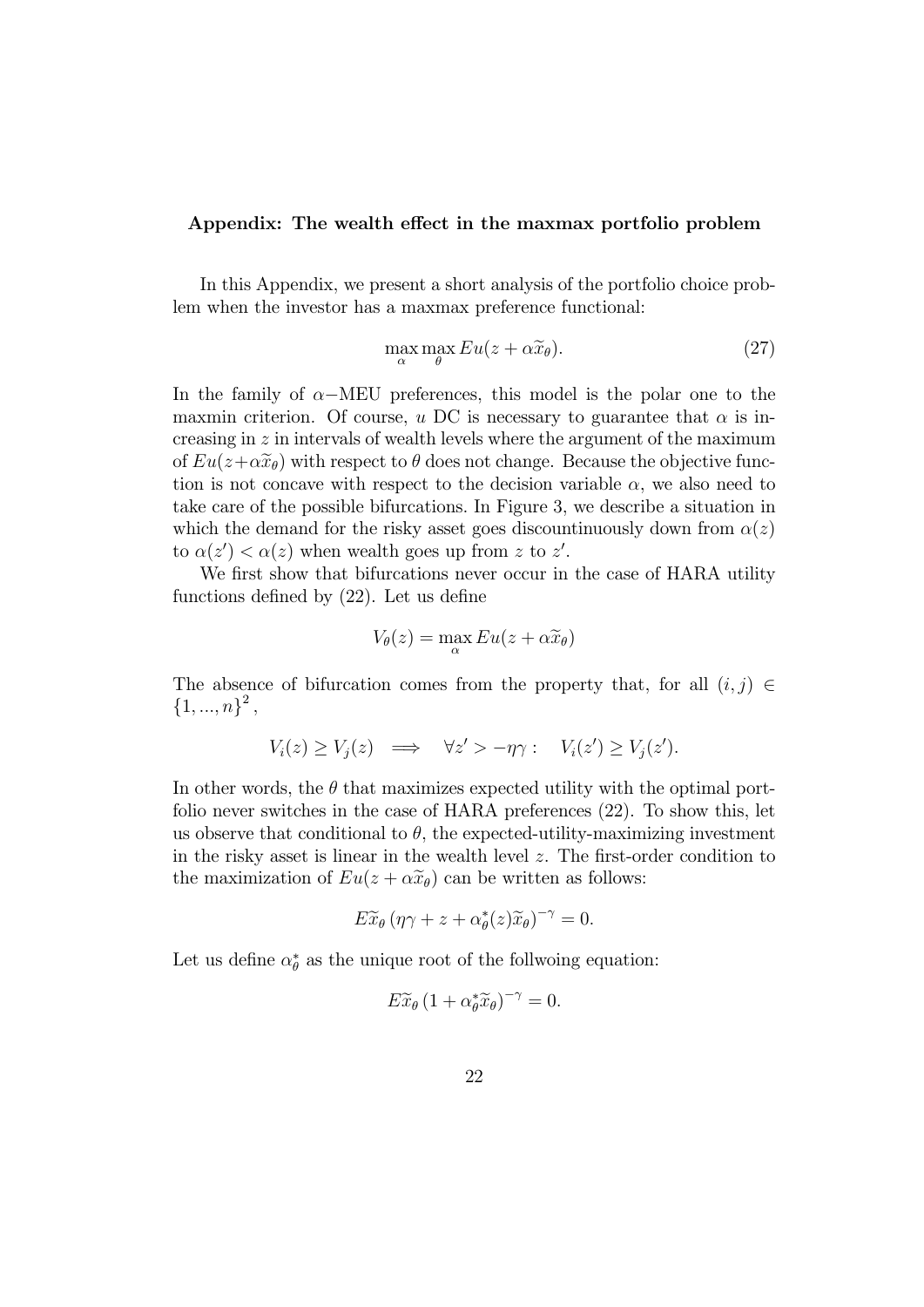### Appendix: The wealth effect in the maxmax portfolio problem

In this Appendix, we present a short analysis of the portfolio choice problem when the investor has a maxmax preference functional:

$$\max_{\alpha} \max_{\theta} Eu(z + \alpha \widetilde{x}_\theta). \tag{27}$$

In the family of $\alpha-$MEU preferences, this model is the polar one to the maxmin criterion. Of course, $u$ DC is necessary to guarantee that $\alpha$ is increasing in $z$ in intervals of wealth levels where the argument of the maximum of $Eu(z+\alpha\widetilde{x}_\theta)$ with respect to $\theta$ does not change. Because the objective function is not concave with respect to the decision variable $\alpha$, we also need to take care of the possible bifurcations. In Figure 3, we describe a situation in which the demand for the risky asset goes discountinuously down from $\alpha(z)$ to $\alpha(z') < \alpha(z)$ when wealth goes up from $z$ to $z'$.

We first show that bifurcations never occur in the case of HARA utility functions defined by (22). Let us define

$$V_\theta(z) = \max_{\alpha} Eu(z + \alpha \widetilde{x}_\theta)$$

The absence of bifurcation comes from the property that, for all $(i,j) \in \{1,...,n\}^2$,

$$V_i(z) \geq V_j(z) \implies \forall z' > -\eta\gamma : \quad V_i(z') \geq V_j(z').$$

In other words, the $\theta$ that maximizes expected utility with the optimal portfolio never switches in the case of HARA preferences (22). To show this, let us observe that conditional to $\theta$, the expected-utility-maximizing investment in the risky asset is linear in the wealth level $z$. The first-order condition to the maximization of $Eu(z + \alpha \widetilde{x}_\theta)$ can be written as follows:

$$E\widetilde{x}_\theta \left(\eta\gamma + z + \alpha^*_\theta(z)\widetilde{x}_\theta\right)^{-\gamma} = 0.$$

Let us define $\alpha^*_\theta$ as the unique root of the follwoing equation:

$$E\widetilde{x}_\theta \left(1 + \alpha^*_\theta \widetilde{x}_\theta\right)^{-\gamma} = 0.$$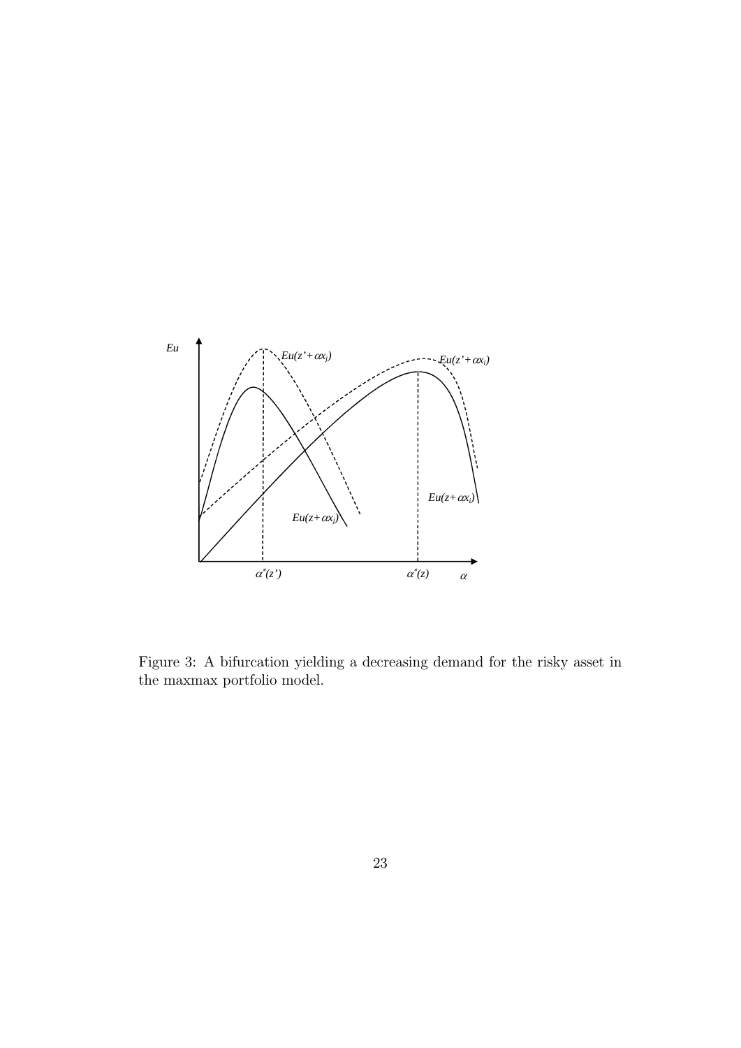Figure 3: A bifurcation yielding a decreasing demand for the risky asset in the maxmax portfolio model.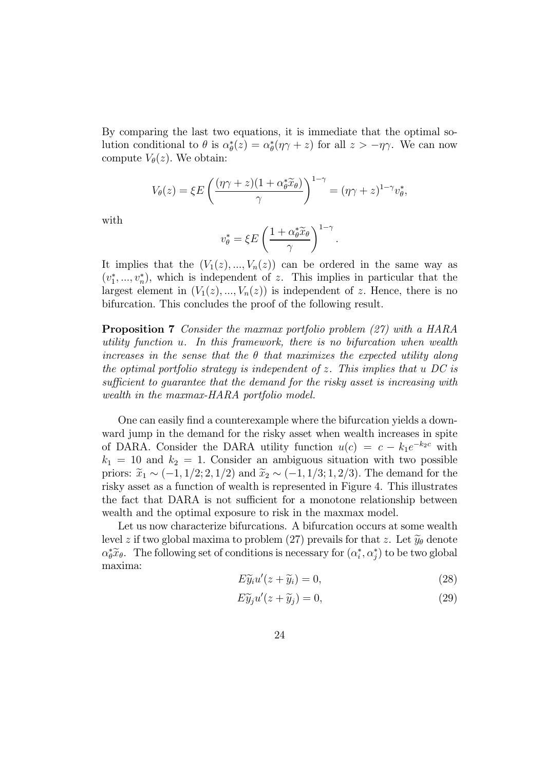By comparing the last two equations, it is immediate that the optimal solution conditional to $\theta$ is $\alpha^*_\theta(z) = \alpha^*_\theta(\eta\gamma + z)$ for all $z > -\eta\gamma$. We can now compute $V_\theta(z)$. We obtain:

$$V_\theta(z) = \xi E\left(\frac{(\eta\gamma + z)(1 + \alpha^*_\theta \widetilde{x}_\theta)}{\gamma}\right)^{1-\gamma} = (\eta\gamma + z)^{1-\gamma} v^*_\theta,$$

with

$$v^*_\theta = \xi E\left(\frac{1 + \alpha^*_\theta \widetilde{x}_\theta}{\gamma}\right)^{1-\gamma}.$$

It implies that the $(V_1(z), ..., V_n(z))$ can be ordered in the same way as $(v^*_1, ..., v^*_n)$, which is independent of $z$. This implies in particular that the largest element in $(V_1(z), ..., V_n(z))$ is independent of $z$. Hence, there is no bifurcation. This concludes the proof of the following result.

**Proposition 7** *Consider the maxmax portfolio problem (27) with a HARA utility function $u$. In this framework, there is no bifurcation when wealth increases in the sense that the $\theta$ that maximizes the expected utility along the optimal portfolio strategy is independent of $z$. This implies that $u$ DC is sufficient to guarantee that the demand for the risky asset is increasing with wealth in the maxmax-HARA portfolio model.*

One can easily find a counterexample where the bifurcation yields a downward jump in the demand for the risky asset when wealth increases in spite of DARA. Consider the DARA utility function $u(c) = c - k_1 e^{-k_2 c}$ with $k_1 = 10$ and $k_2 = 1$. Consider an ambiguous situation with two possible priors: $\widetilde{x}_1 \sim (-1, 1/2; 2, 1/2)$ and $\widetilde{x}_2 \sim (-1, 1/3; 1, 2/3)$. The demand for the risky asset as a function of wealth is represented in Figure 4. This illustrates the fact that DARA is not sufficient for a monotone relationship between wealth and the optimal exposure to risk in the maxmax model.

Let us now characterize bifurcations. A bifurcation occurs at some wealth level $z$ if two global maxima to problem (27) prevails for that $z$. Let $\widetilde{y}_\theta$ denote $\alpha^*_\theta \widetilde{x}_\theta$. The following set of conditions is necessary for $(\alpha^*_i, \alpha^*_j)$ to be two global maxima:

$$E\widetilde{y}_i u'(z + \widetilde{y}_i) = 0, \tag{28}$$

$$E\widetilde{y}_j u'(z + \widetilde{y}_j) = 0, \tag{29}$$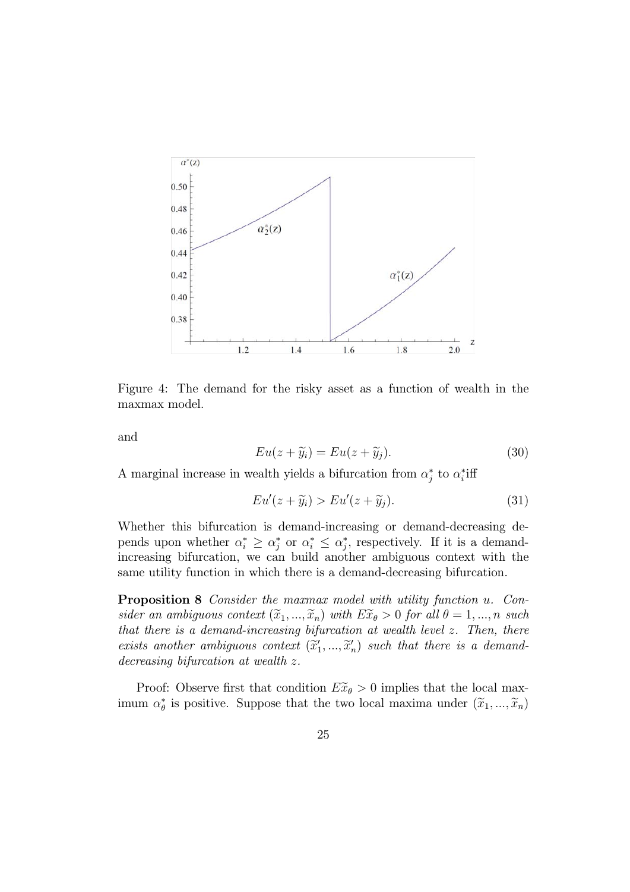Figure 4: The demand for the risky asset as a function of wealth in the maxmax model.

and

$$Eu(z + \widetilde{y}_i) = Eu(z + \widetilde{y}_j). \tag{30}$$

A marginal increase in wealth yields a bifurcation from $\alpha_j^*$ to $\alpha_i^*$iff

$$Eu'(z + \widetilde{y}_i) > Eu'(z + \widetilde{y}_j). \tag{31}$$

Whether this bifurcation is demand-increasing or demand-decreasing depends upon whether $\alpha_i^* \geq \alpha_j^*$ or $\alpha_i^* \leq \alpha_j^*$, respectively. If it is a demand-increasing bifurcation, we can build another ambiguous context with the same utility function in which there is a demand-decreasing bifurcation.

**Proposition 8** *Consider the maxmax model with utility function u. Consider an ambiguous context $(\widetilde{x}_1, ..., \widetilde{x}_n)$ with $E\widetilde{x}_\theta > 0$ for all $\theta = 1, ..., n$ such that there is a demand-increasing bifurcation at wealth level z. Then, there exists another ambiguous context $(\widetilde{x}'_1, ..., \widetilde{x}'_n)$ such that there is a demand-decreasing bifurcation at wealth z.*

Proof: Observe first that condition $E\widetilde{x}_\theta > 0$ implies that the local maximum $\alpha_\theta^*$ is positive. Suppose that the two local maxima under $(\widetilde{x}_1, ..., \widetilde{x}_n)$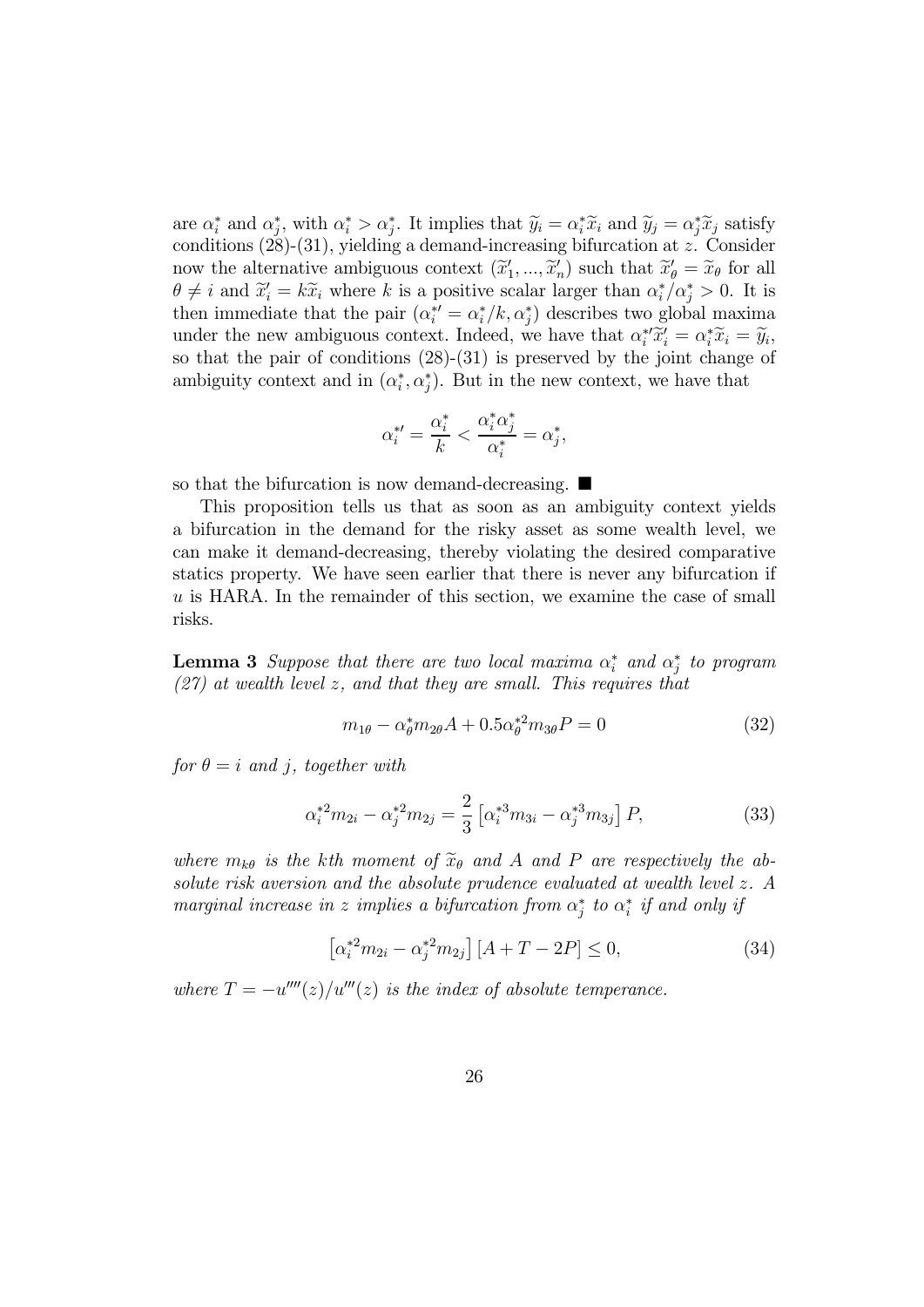are $\alpha_i^*$ and $\alpha_j^*$, with $\alpha_i^* > \alpha_j^*$. It implies that $\widetilde{y}_i = \alpha_i^* \widetilde{x}_i$ and $\widetilde{y}_j = \alpha_j^* \widetilde{x}_j$ satisfy conditions (28)-(31), yielding a demand-increasing bifurcation at $z$. Consider now the alternative ambiguous context $(\widetilde{x}_1', ..., \widetilde{x}_n')$ such that $\widetilde{x}_\theta' = \widetilde{x}_\theta$ for all $\theta \neq i$ and $\widetilde{x}_i' = k\widetilde{x}_i$ where $k$ is a positive scalar larger than $\alpha_i^*/\alpha_j^* > 0$. It is then immediate that the pair $(\alpha_i^{*\prime} = \alpha_i^*/k, \alpha_j^*)$ describes two global maxima under the new ambiguous context. Indeed, we have that $\alpha_i^{*\prime} \widetilde{x}_i' = \alpha_i^* \widetilde{x}_i = \widetilde{y}_i$, so that the pair of conditions (28)-(31) is preserved by the joint change of ambiguity context and in $(\alpha_i^*, \alpha_j^*)$. But in the new context, we have that

$$\alpha_i^{*\prime} = \frac{\alpha_i^*}{k} < \frac{\alpha_i^* \alpha_j^*}{\alpha_i^*} = \alpha_j^*,$$

so that the bifurcation is now demand-decreasing. ■

This proposition tells us that as soon as an ambiguity context yields a bifurcation in the demand for the risky asset as some wealth level, we can make it demand-decreasing, thereby violating the desired comparative statics property. We have seen earlier that there is never any bifurcation if $u$ is HARA. In the remainder of this section, we examine the case of small risks.

**Lemma 3** *Suppose that there are two local maxima $\alpha_i^*$ and $\alpha_j^*$ to program (27) at wealth level $z$, and that they are small. This requires that*

$$m_{1\theta} - \alpha_\theta^* m_{2\theta} A + 0.5 \alpha_\theta^{*2} m_{3\theta} P = 0 \tag{32}$$

*for $\theta = i$ and $j$, together with*

$$\alpha_i^{*2} m_{2i} - \alpha_j^{*2} m_{2j} = \frac{2}{3} \left[ \alpha_i^{*3} m_{3i} - \alpha_j^{*3} m_{3j} \right] P, \tag{33}$$

*where $m_{k\theta}$ is the $k$th moment of $\widetilde{x}_\theta$ and $A$ and $P$ are respectively the absolute risk aversion and the absolute prudence evaluated at wealth level $z$. A marginal increase in $z$ implies a bifurcation from $\alpha_j^*$ to $\alpha_i^*$ if and only if*

$$\left[ \alpha_i^{*2} m_{2i} - \alpha_j^{*2} m_{2j} \right] [A + T - 2P] \leq 0, \tag{34}$$

*where $T = -u''''(z)/u'''(z)$ is the index of absolute temperance.*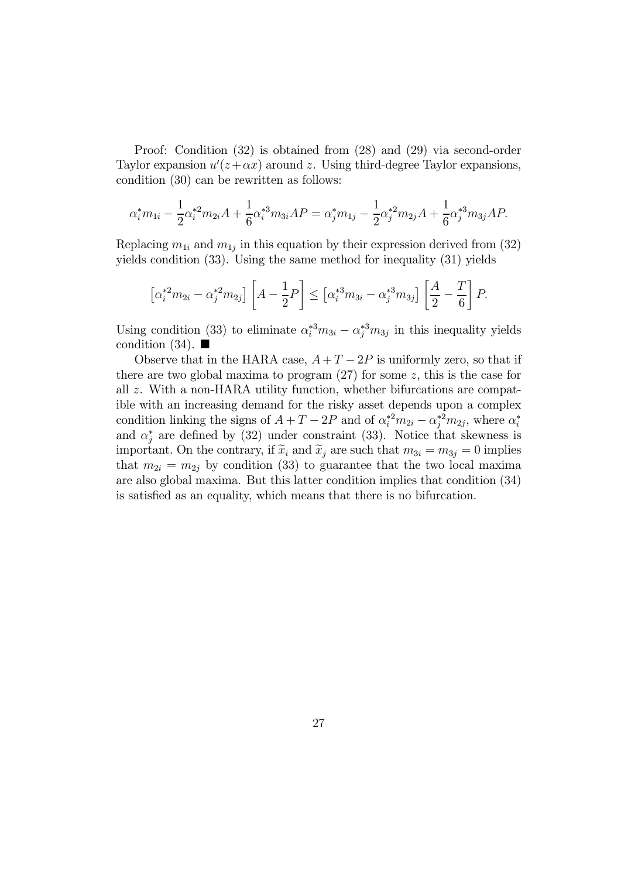Proof: Condition (32) is obtained from (28) and (29) via second-order Taylor expansion $u'(z+\alpha x)$ around $z$. Using third-degree Taylor expansions, condition (30) can be rewritten as follows:

$$\alpha_i^* m_{1i} - \frac{1}{2}\alpha_i^{*2} m_{2i} A + \frac{1}{6}\alpha_i^{*3} m_{3i} AP = \alpha_j^* m_{1j} - \frac{1}{2}\alpha_j^{*2} m_{2j} A + \frac{1}{6}\alpha_j^{*3} m_{3j} AP.$$

Replacing $m_{1i}$ and $m_{1j}$ in this equation by their expression derived from (32) yields condition (33). Using the same method for inequality (31) yields

$$\left[\alpha_i^{*2} m_{2i} - \alpha_j^{*2} m_{2j}\right]\left[A - \frac{1}{2}P\right] \leq \left[\alpha_i^{*3} m_{3i} - \alpha_j^{*3} m_{3j}\right]\left[\frac{A}{2} - \frac{T}{6}\right] P.$$

Using condition (33) to eliminate $\alpha_i^{*3} m_{3i} - \alpha_j^{*3} m_{3j}$ in this inequality yields condition (34). ■

Observe that in the HARA case, $A+T-2P$ is uniformly zero, so that if there are two global maxima to program (27) for some $z$, this is the case for all $z$. With a non-HARA utility function, whether bifurcations are compatible with an increasing demand for the risky asset depends upon a complex condition linking the signs of $A+T-2P$ and of $\alpha_i^{*2} m_{2i} - \alpha_j^{*2} m_{2j}$, where $\alpha_i^*$ and $\alpha_j^*$ are defined by (32) under constraint (33). Notice that skewness is important. On the contrary, if $\widetilde{x}_i$ and $\widetilde{x}_j$ are such that $m_{3i} = m_{3j} = 0$ implies that $m_{2i} = m_{2j}$ by condition (33) to guarantee that the two local maxima are also global maxima. But this latter condition implies that condition (34) is satisfied as an equality, which means that there is no bifurcation.